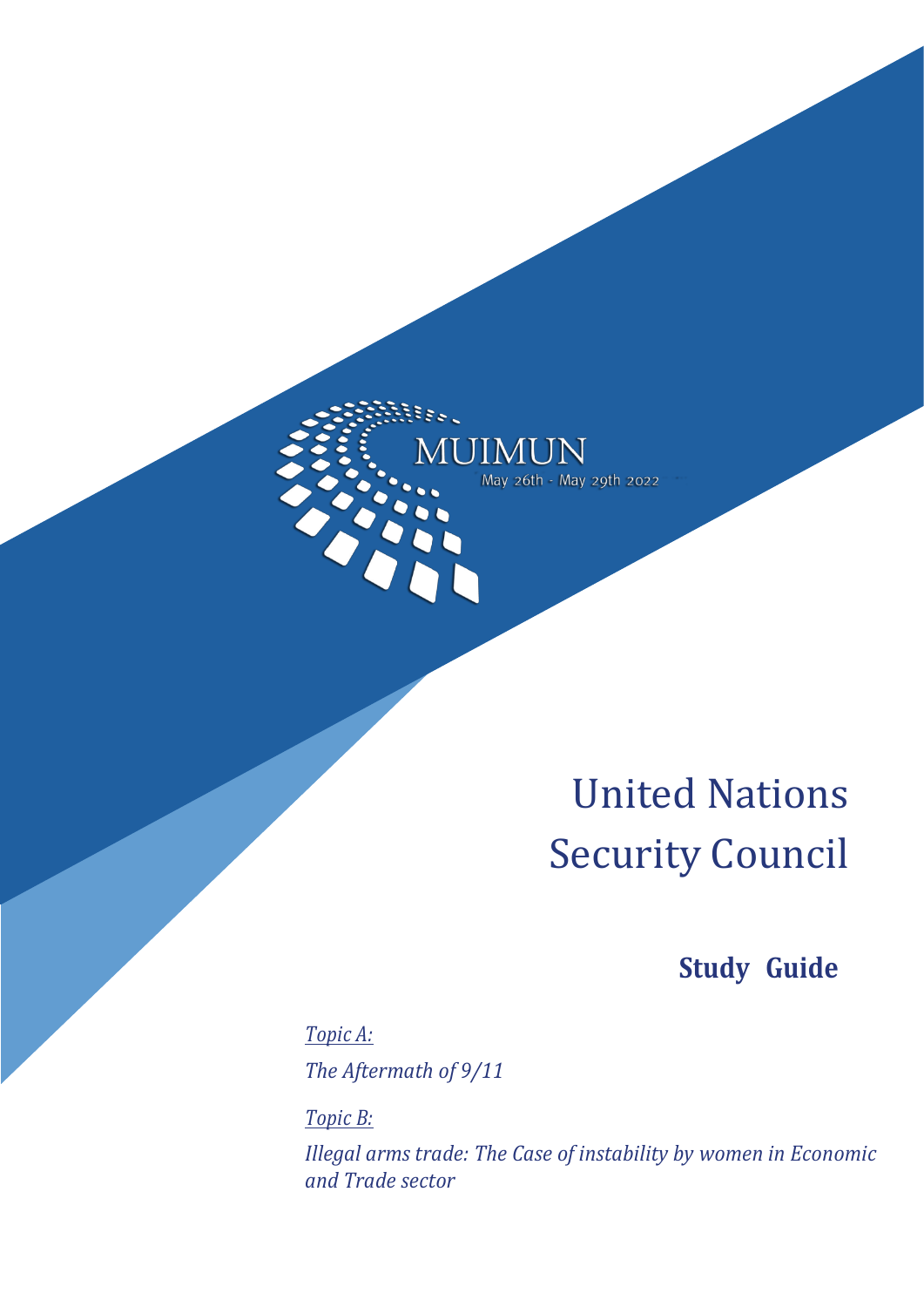MUIMUN

May 26th - May 29th 2022

# United Nations Security Council

## Study Guide

*Topic A:*

*The Aftermath of 9/11*

*Topic B:*

*Illegal arms trade: The Case of instability by women in Economic and Trade sector*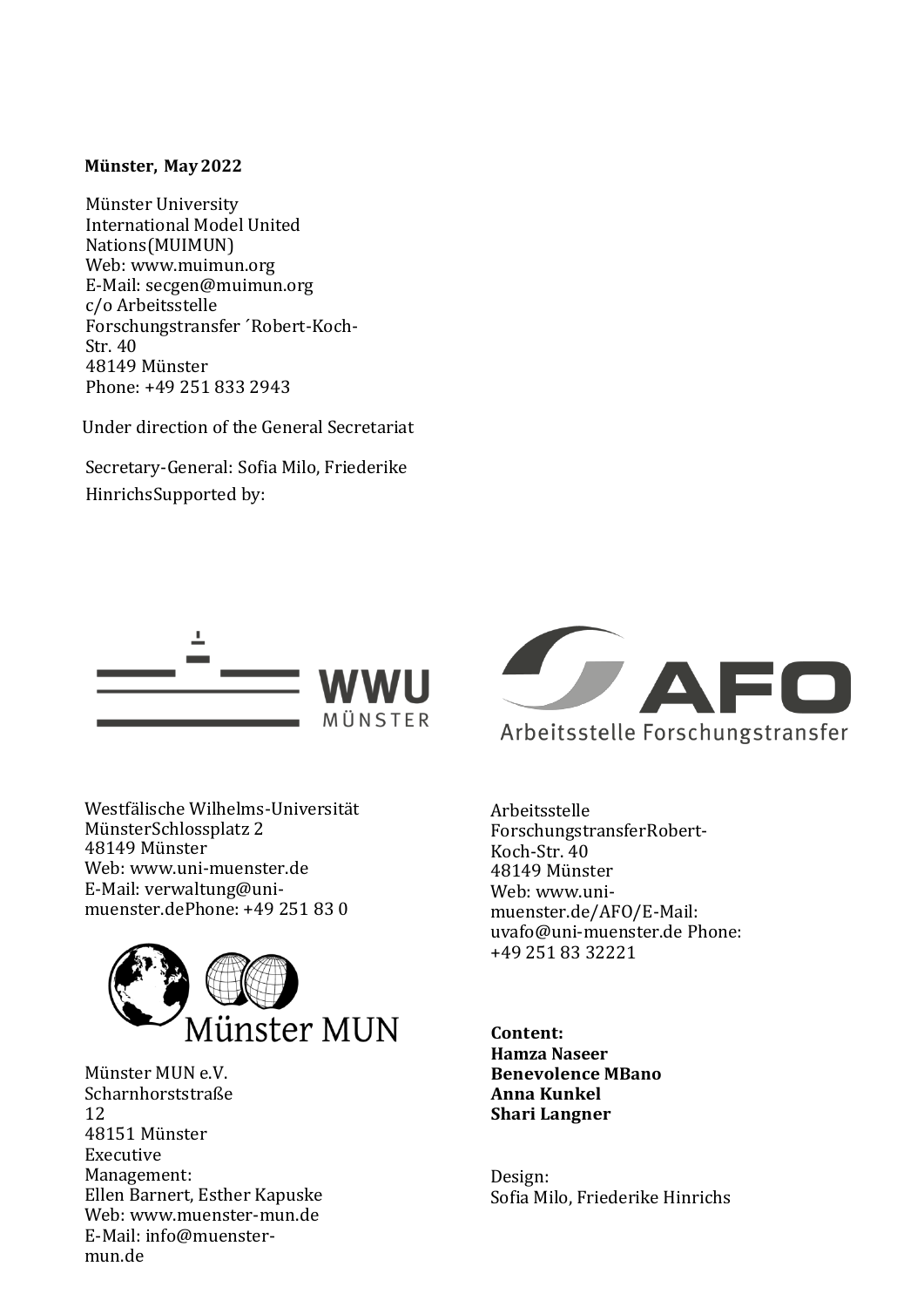**Münster, May 2022**

Münster University
International Model United Nations(MUIMUN)
Web: www.muimun.org
E-Mail: secgen@muimun.org
c/o Arbeitsstelle Forschungstransfer ´Robert-Koch-Str. 40
48149 Münster
Phone: +49 251 833 2943

Under direction of the General Secretariat

Secretary-General: Sofia Milo, Friederike HinrichsSupported by:

Westfälische Wilhelms-Universität MünsterSchlossplatz 2
48149 Münster
Web: www.uni-muenster.de
E-Mail: verwaltung@uni-muenster.dePhone: +49 251 83 0

Arbeitsstelle ForschungstransferRobert-Koch-Str. 40
48149 Münster
Web: www.uni-muenster.de/AFO/E-Mail: uvafo@uni-muenster.de Phone: +49 251 83 32221

Münster MUN e.V.
Scharnhorststraße 12
48151 Münster
Executive Management:
Ellen Barnert, Esther Kapuske
Web: www.muenster-mun.de
E-Mail: info@muenster-mun.de

**Content:**
**Hamza Naseer**
**Benevolence MBano**
**Anna Kunkel**
**Shari Langner**

Design:
Sofia Milo, Friederike Hinrichs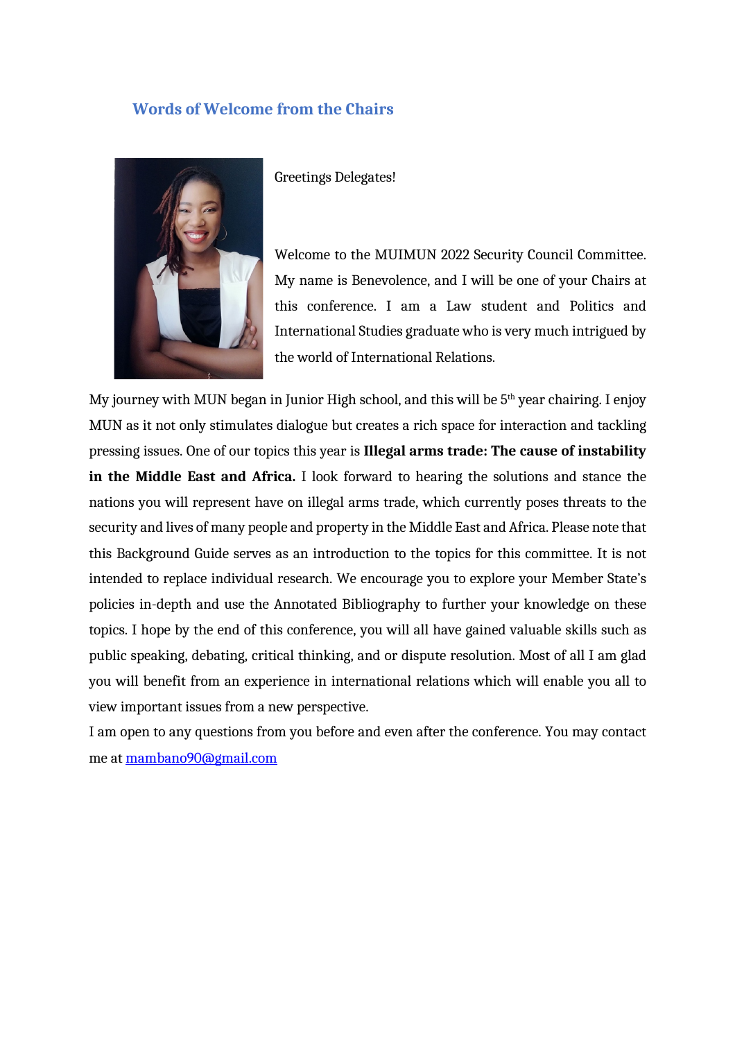## Words of Welcome from the Chairs

Greetings Delegates!

Welcome to the MUIMUN 2022 Security Council Committee. My name is Benevolence, and I will be one of your Chairs at this conference. I am a Law student and Politics and International Studies graduate who is very much intrigued by the world of International Relations.

My journey with MUN began in Junior High school, and this will be 5th year chairing. I enjoy MUN as it not only stimulates dialogue but creates a rich space for interaction and tackling pressing issues. One of our topics this year is **Illegal arms trade: The cause of instability in the Middle East and Africa.** I look forward to hearing the solutions and stance the nations you will represent have on illegal arms trade, which currently poses threats to the security and lives of many people and property in the Middle East and Africa. Please note that this Background Guide serves as an introduction to the topics for this committee. It is not intended to replace individual research. We encourage you to explore your Member State's policies in-depth and use the Annotated Bibliography to further your knowledge on these topics. I hope by the end of this conference, you will all have gained valuable skills such as public speaking, debating, critical thinking, and or dispute resolution. Most of all I am glad you will benefit from an experience in international relations which will enable you all to view important issues from a new perspective.

I am open to any questions from you before and even after the conference. You may contact me at [mambano90@gmail.com](mailto:mambano90@gmail.com)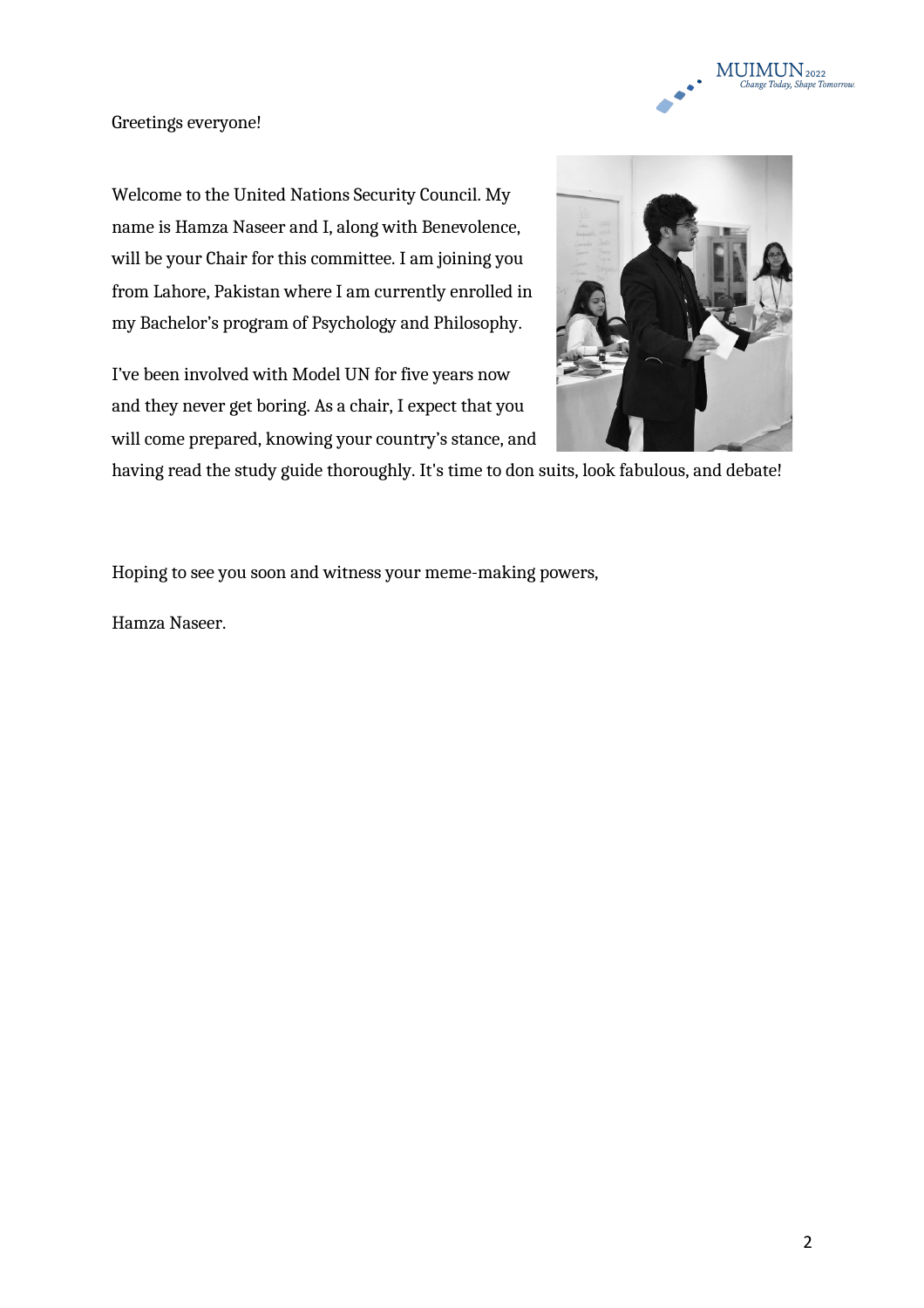Greetings everyone!

Welcome to the United Nations Security Council. My name is Hamza Naseer and I, along with Benevolence, will be your Chair for this committee. I am joining you from Lahore, Pakistan where I am currently enrolled in my Bachelor's program of Psychology and Philosophy.

I've been involved with Model UN for five years now and they never get boring. As a chair, I expect that you will come prepared, knowing your country's stance, and having read the study guide thoroughly. It's time to don suits, look fabulous, and debate!

Hoping to see you soon and witness your meme-making powers,

Hamza Naseer.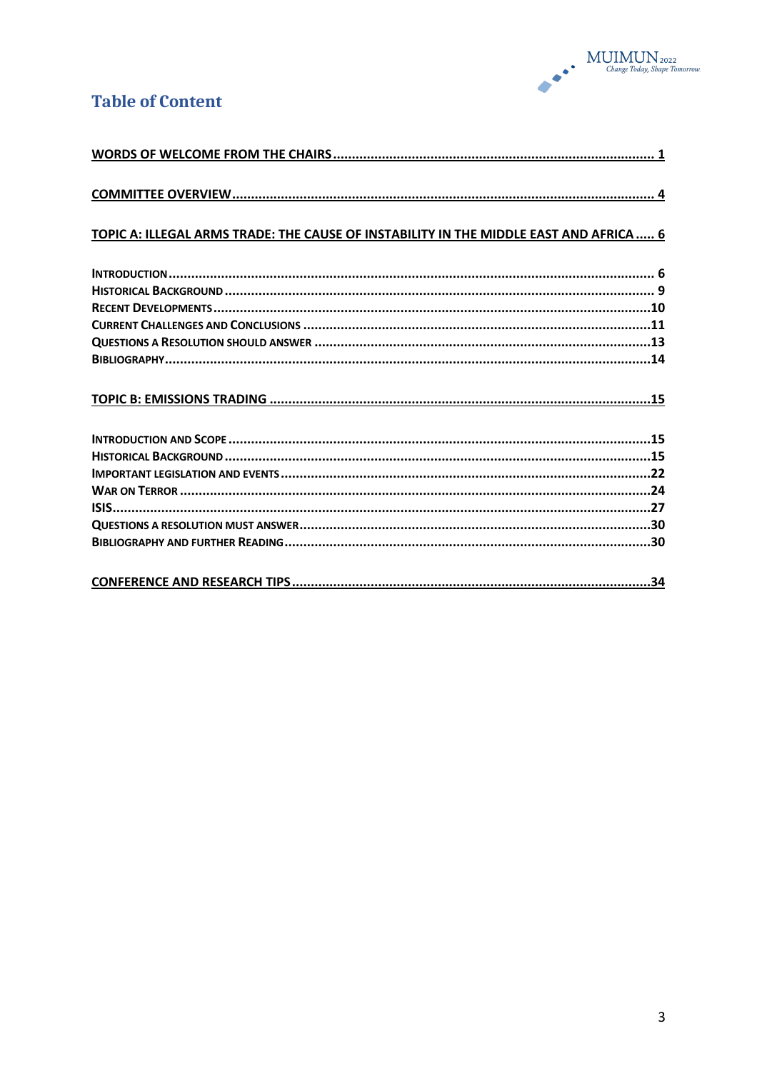# Table of Content

WORDS OF WELCOME FROM THE CHAIRS ....... 1

COMMITTEE OVERVIEW ....... 4

TOPIC A: ILLEGAL ARMS TRADE: THE CAUSE OF INSTABILITY IN THE MIDDLE EAST AND AFRICA ....... 6

- INTRODUCTION ....... 6
- HISTORICAL BACKGROUND ....... 9
- RECENT DEVELOPMENTS ....... 10
- CURRENT CHALLENGES AND CONCLUSIONS ....... 11
- QUESTIONS A RESOLUTION SHOULD ANSWER ....... 13
- BIBLIOGRAPHY ....... 14

TOPIC B: EMISSIONS TRADING ....... 15

- INTRODUCTION AND SCOPE ....... 15
- HISTORICAL BACKGROUND ....... 15
- IMPORTANT LEGISLATION AND EVENTS ....... 22
- WAR ON TERROR ....... 24
- ISIS ....... 27
- QUESTIONS A RESOLUTION MUST ANSWER ....... 30
- BIBLIOGRAPHY AND FURTHER READING ....... 30

CONFERENCE AND RESEARCH TIPS ....... 34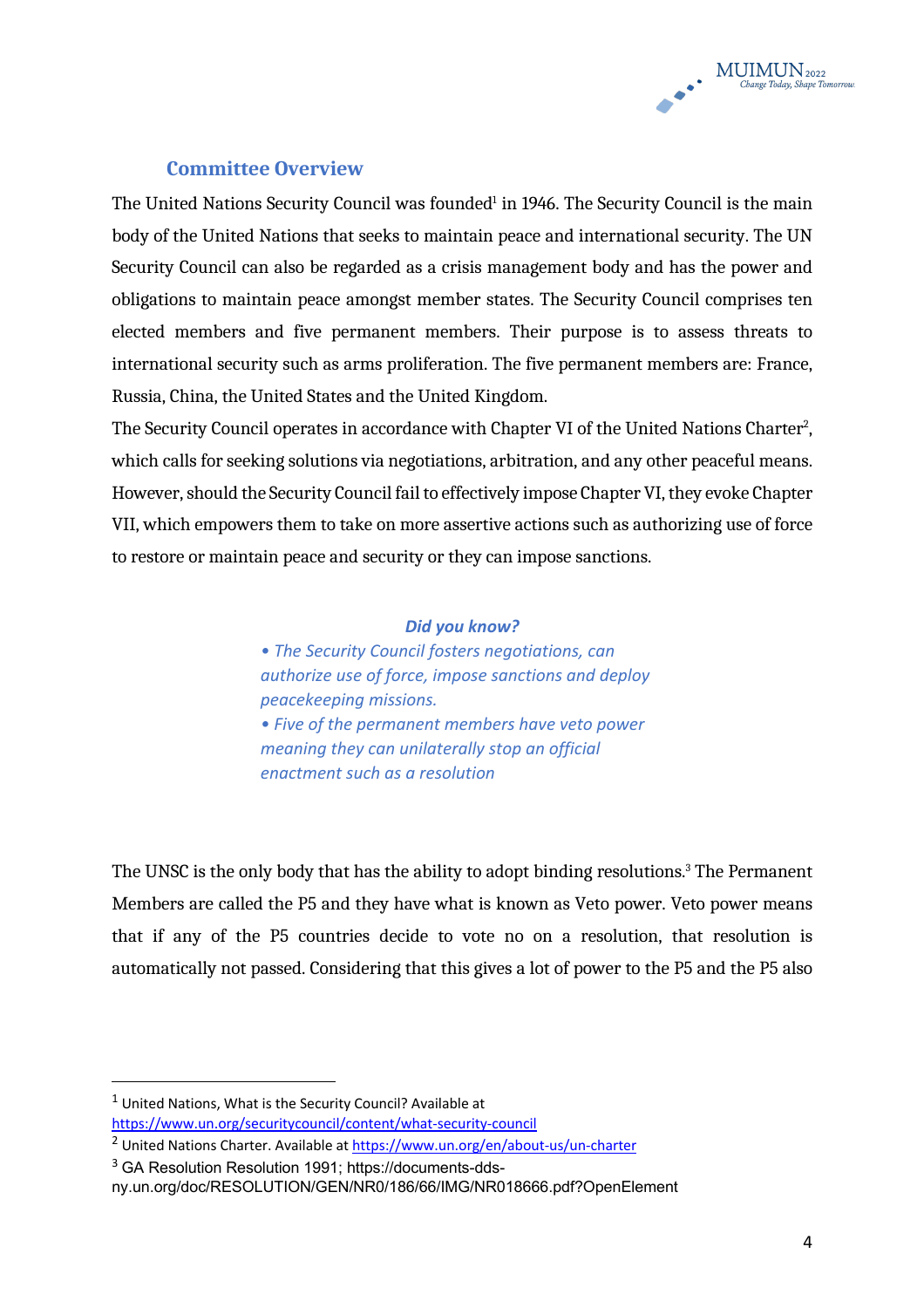## Committee Overview

The United Nations Security Council was founded[1] in 1946. The Security Council is the main body of the United Nations that seeks to maintain peace and international security. The UN Security Council can also be regarded as a crisis management body and has the power and obligations to maintain peace amongst member states. The Security Council comprises ten elected members and five permanent members. Their purpose is to assess threats to international security such as arms proliferation. The five permanent members are: France, Russia, China, the United States and the United Kingdom.

The Security Council operates in accordance with Chapter VI of the United Nations Charter[2], which calls for seeking solutions via negotiations, arbitration, and any other peaceful means. However, should the Security Council fail to effectively impose Chapter VI, they evoke Chapter VII, which empowers them to take on more assertive actions such as authorizing use of force to restore or maintain peace and security or they can impose sanctions.

***Did you know?***

*• The Security Council fosters negotiations, can authorize use of force, impose sanctions and deploy peacekeeping missions.*

*• Five of the permanent members have veto power meaning they can unilaterally stop an official enactment such as a resolution*

The UNSC is the only body that has the ability to adopt binding resolutions.[3] The Permanent Members are called the P5 and they have what is known as Veto power. Veto power means that if any of the P5 countries decide to vote no on a resolution, that resolution is automatically not passed. Considering that this gives a lot of power to the P5 and the P5 also

---

[1] United Nations, What is the Security Council? Available at https://www.un.org/securitycouncil/content/what-security-council

[2] United Nations Charter. Available at https://www.un.org/en/about-us/un-charter

[3] GA Resolution Resolution 1991; https://documents-dds-ny.un.org/doc/RESOLUTION/GEN/NR0/186/66/IMG/NR018666.pdf?OpenElement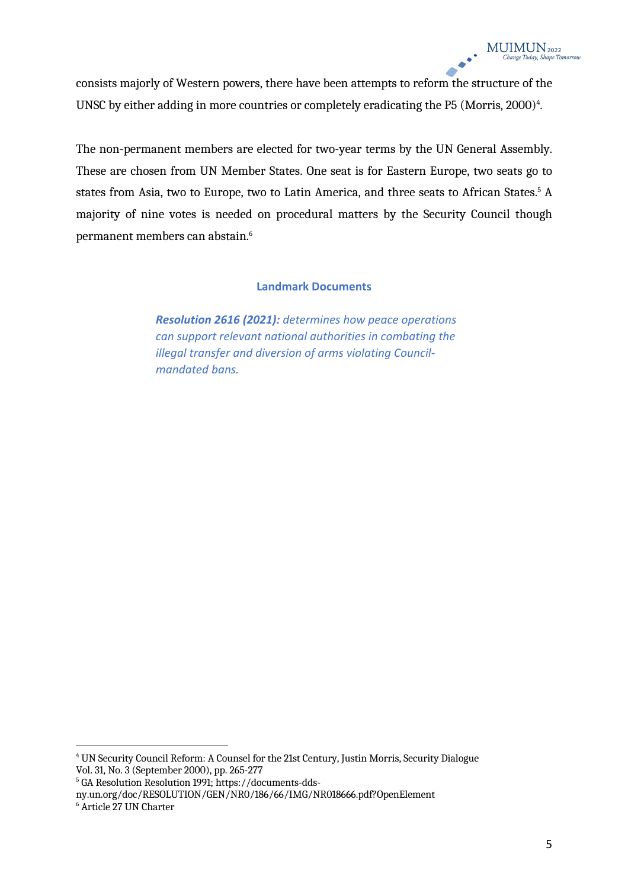consists majorly of Western powers, there have been attempts to reform the structure of the UNSC by either adding in more countries or completely eradicating the P5 (Morris, 2000)[4].

The non-permanent members are elected for two-year terms by the UN General Assembly. These are chosen from UN Member States. One seat is for Eastern Europe, two seats go to states from Asia, two to Europe, two to Latin America, and three seats to African States.[5] A majority of nine votes is needed on procedural matters by the Security Council though permanent members can abstain.[6]

### Landmark Documents

***Resolution 2616 (2021):*** *determines how peace operations can support relevant national authorities in combating the illegal transfer and diversion of arms violating Council-mandated bans.*

---

[4] UN Security Council Reform: A Counsel for the 21st Century, Justin Morris, Security Dialogue Vol. 31, No. 3 (September 2000), pp. 265-277

[5] GA Resolution Resolution 1991; https://documents-dds-ny.un.org/doc/RESOLUTION/GEN/NR0/186/66/IMG/NR018666.pdf?OpenElement

[6] Article 27 UN Charter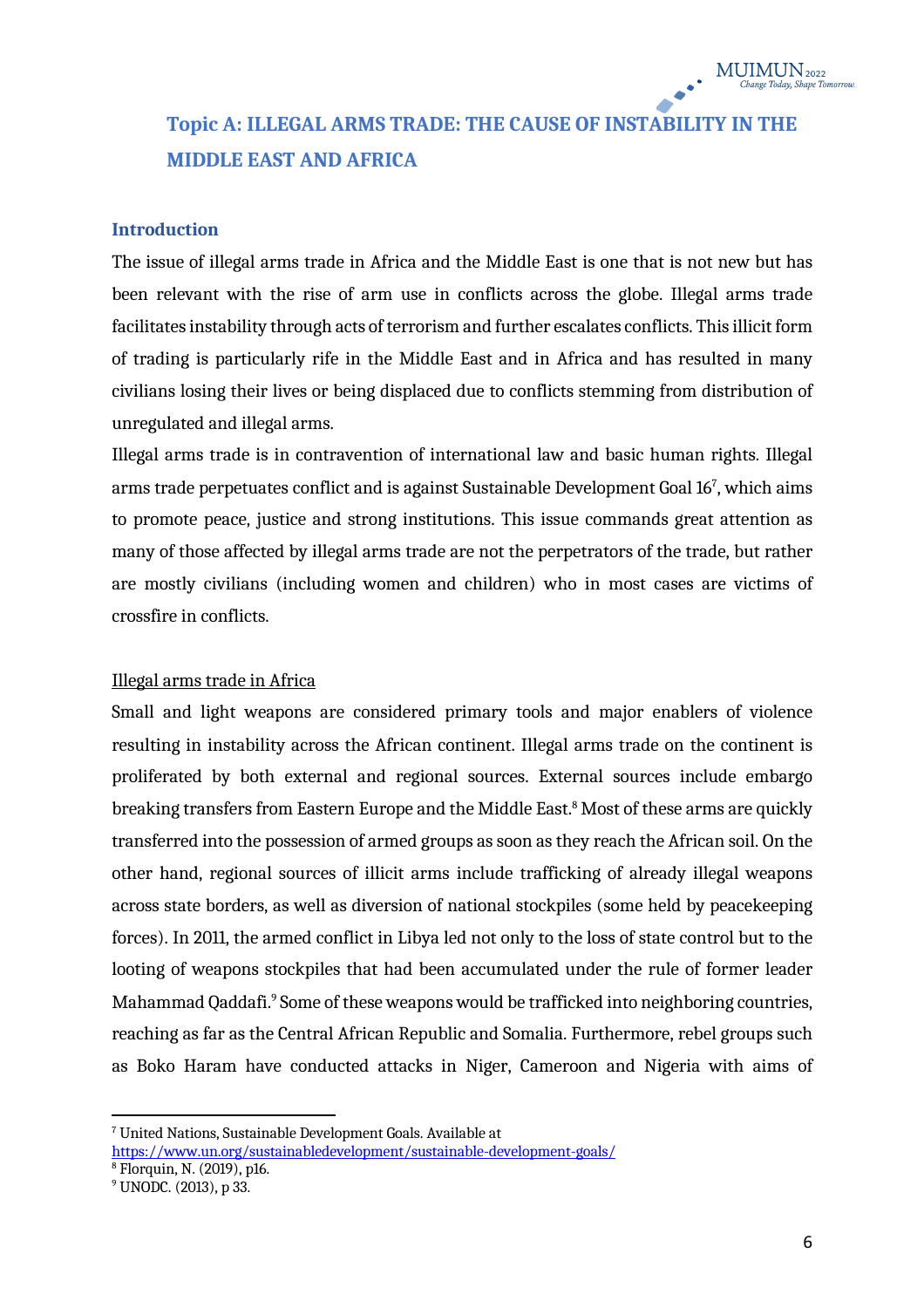# Topic A: ILLEGAL ARMS TRADE: THE CAUSE OF INSTABILITY IN THE MIDDLE EAST AND AFRICA

## Introduction

The issue of illegal arms trade in Africa and the Middle East is one that is not new but has been relevant with the rise of arm use in conflicts across the globe. Illegal arms trade facilitates instability through acts of terrorism and further escalates conflicts. This illicit form of trading is particularly rife in the Middle East and in Africa and has resulted in many civilians losing their lives or being displaced due to conflicts stemming from distribution of unregulated and illegal arms.

Illegal arms trade is in contravention of international law and basic human rights. Illegal arms trade perpetuates conflict and is against Sustainable Development Goal 16[7], which aims to promote peace, justice and strong institutions. This issue commands great attention as many of those affected by illegal arms trade are not the perpetrators of the trade, but rather are mostly civilians (including women and children) who in most cases are victims of crossfire in conflicts.

<u>Illegal arms trade in Africa</u>

Small and light weapons are considered primary tools and major enablers of violence resulting in instability across the African continent. Illegal arms trade on the continent is proliferated by both external and regional sources. External sources include embargo breaking transfers from Eastern Europe and the Middle East.[8] Most of these arms are quickly transferred into the possession of armed groups as soon as they reach the African soil. On the other hand, regional sources of illicit arms include trafficking of already illegal weapons across state borders, as well as diversion of national stockpiles (some held by peacekeeping forces). In 2011, the armed conflict in Libya led not only to the loss of state control but to the looting of weapons stockpiles that had been accumulated under the rule of former leader Mahammad Qaddafi.[9] Some of these weapons would be trafficked into neighboring countries, reaching as far as the Central African Republic and Somalia. Furthermore, rebel groups such as Boko Haram have conducted attacks in Niger, Cameroon and Nigeria with aims of

---

[7] United Nations, Sustainable Development Goals. Available at https://www.un.org/sustainabledevelopment/sustainable-development-goals/

[8] Florquin, N. (2019), p16.

[9] UNODC. (2013), p 33.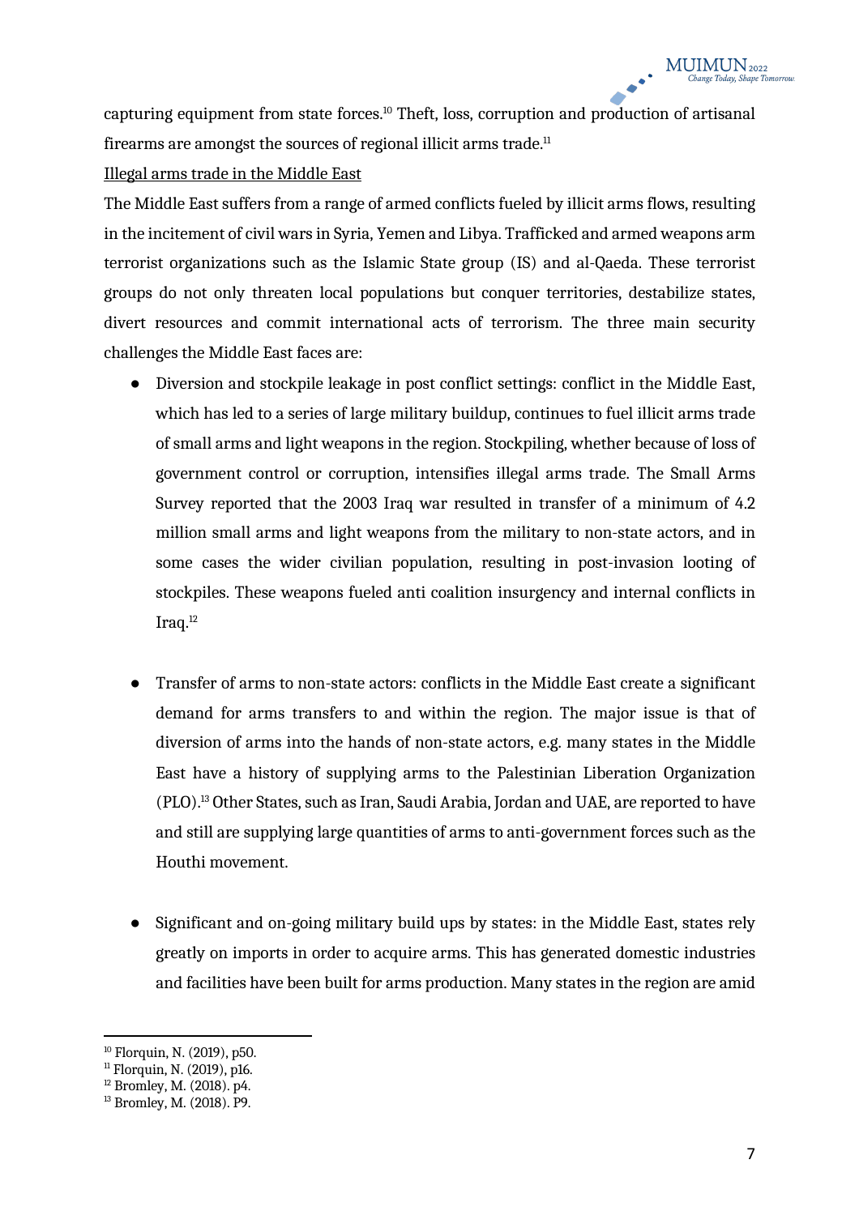capturing equipment from state forces.[10] Theft, loss, corruption and production of artisanal firearms are amongst the sources of regional illicit arms trade.[11]

<u>Illegal arms trade in the Middle East</u>

The Middle East suffers from a range of armed conflicts fueled by illicit arms flows, resulting in the incitement of civil wars in Syria, Yemen and Libya. Trafficked and armed weapons arm terrorist organizations such as the Islamic State group (IS) and al-Qaeda. These terrorist groups do not only threaten local populations but conquer territories, destabilize states, divert resources and commit international acts of terrorism. The three main security challenges the Middle East faces are:

- Diversion and stockpile leakage in post conflict settings: conflict in the Middle East, which has led to a series of large military buildup, continues to fuel illicit arms trade of small arms and light weapons in the region. Stockpiling, whether because of loss of government control or corruption, intensifies illegal arms trade. The Small Arms Survey reported that the 2003 Iraq war resulted in transfer of a minimum of 4.2 million small arms and light weapons from the military to non-state actors, and in some cases the wider civilian population, resulting in post-invasion looting of stockpiles. These weapons fueled anti coalition insurgency and internal conflicts in Iraq.[12]

- Transfer of arms to non-state actors: conflicts in the Middle East create a significant demand for arms transfers to and within the region. The major issue is that of diversion of arms into the hands of non-state actors, e.g. many states in the Middle East have a history of supplying arms to the Palestinian Liberation Organization (PLO).[13] Other States, such as Iran, Saudi Arabia, Jordan and UAE, are reported to have and still are supplying large quantities of arms to anti-government forces such as the Houthi movement.

- Significant and on-going military build ups by states: in the Middle East, states rely greatly on imports in order to acquire arms. This has generated domestic industries and facilities have been built for arms production. Many states in the region are amid

---

[10] Florquin, N. (2019), p50.
[11] Florquin, N. (2019), p16.
[12] Bromley, M. (2018). p4.
[13] Bromley, M. (2018). P9.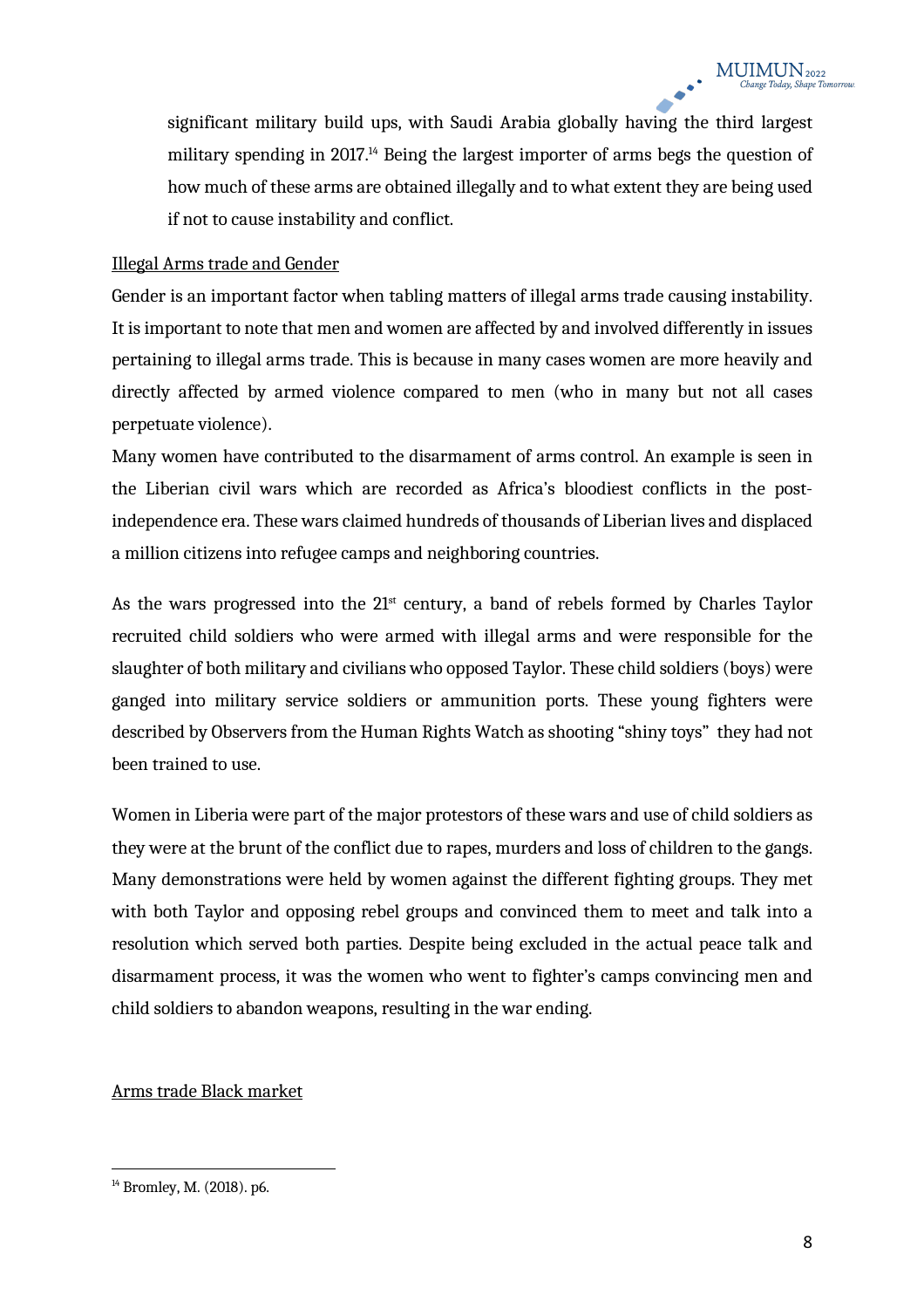significant military build ups, with Saudi Arabia globally having the third largest military spending in 2017.[14] Being the largest importer of arms begs the question of how much of these arms are obtained illegally and to what extent they are being used if not to cause instability and conflict.

### Illegal Arms trade and Gender

Gender is an important factor when tabling matters of illegal arms trade causing instability. It is important to note that men and women are affected by and involved differently in issues pertaining to illegal arms trade. This is because in many cases women are more heavily and directly affected by armed violence compared to men (who in many but not all cases perpetuate violence).

Many women have contributed to the disarmament of arms control. An example is seen in the Liberian civil wars which are recorded as Africa's bloodiest conflicts in the post-independence era. These wars claimed hundreds of thousands of Liberian lives and displaced a million citizens into refugee camps and neighboring countries.

As the wars progressed into the 21st century, a band of rebels formed by Charles Taylor recruited child soldiers who were armed with illegal arms and were responsible for the slaughter of both military and civilians who opposed Taylor. These child soldiers (boys) were ganged into military service soldiers or ammunition ports. These young fighters were described by Observers from the Human Rights Watch as shooting "shiny toys" they had not been trained to use.

Women in Liberia were part of the major protestors of these wars and use of child soldiers as they were at the brunt of the conflict due to rapes, murders and loss of children to the gangs. Many demonstrations were held by women against the different fighting groups. They met with both Taylor and opposing rebel groups and convinced them to meet and talk into a resolution which served both parties. Despite being excluded in the actual peace talk and disarmament process, it was the women who went to fighter's camps convincing men and child soldiers to abandon weapons, resulting in the war ending.

### Arms trade Black market

[14] Bromley, M. (2018). p6.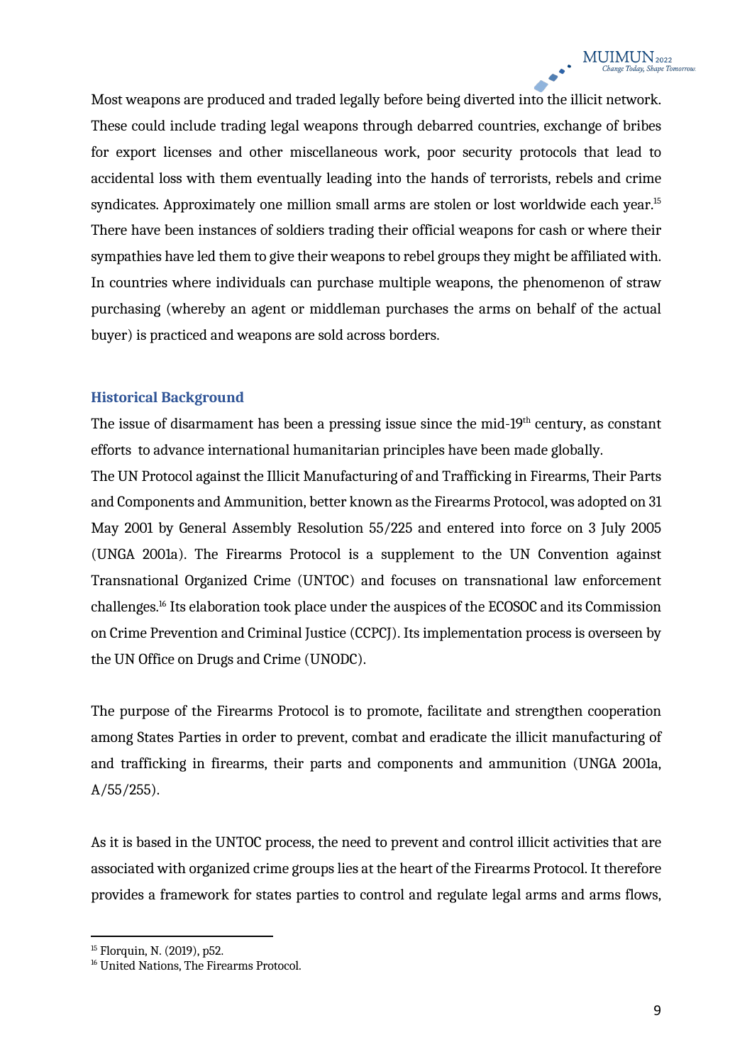Most weapons are produced and traded legally before being diverted into the illicit network. These could include trading legal weapons through debarred countries, exchange of bribes for export licenses and other miscellaneous work, poor security protocols that lead to accidental loss with them eventually leading into the hands of terrorists, rebels and crime syndicates. Approximately one million small arms are stolen or lost worldwide each year.[15] There have been instances of soldiers trading their official weapons for cash or where their sympathies have led them to give their weapons to rebel groups they might be affiliated with. In countries where individuals can purchase multiple weapons, the phenomenon of straw purchasing (whereby an agent or middleman purchases the arms on behalf of the actual buyer) is practiced and weapons are sold across borders.

## Historical Background

The issue of disarmament has been a pressing issue since the mid-19th century, as constant efforts to advance international humanitarian principles have been made globally.

The UN Protocol against the Illicit Manufacturing of and Trafficking in Firearms, Their Parts and Components and Ammunition, better known as the Firearms Protocol, was adopted on 31 May 2001 by General Assembly Resolution 55/225 and entered into force on 3 July 2005 (UNGA 2001a). The Firearms Protocol is a supplement to the UN Convention against Transnational Organized Crime (UNTOC) and focuses on transnational law enforcement challenges.[16] Its elaboration took place under the auspices of the ECOSOC and its Commission on Crime Prevention and Criminal Justice (CCPCJ). Its implementation process is overseen by the UN Office on Drugs and Crime (UNODC).

The purpose of the Firearms Protocol is to promote, facilitate and strengthen cooperation among States Parties in order to prevent, combat and eradicate the illicit manufacturing of and trafficking in firearms, their parts and components and ammunition (UNGA 2001a, A/55/255).

As it is based in the UNTOC process, the need to prevent and control illicit activities that are associated with organized crime groups lies at the heart of the Firearms Protocol. It therefore provides a framework for states parties to control and regulate legal arms and arms flows,

---

[15] Florquin, N. (2019), p52.

[16] United Nations, The Firearms Protocol.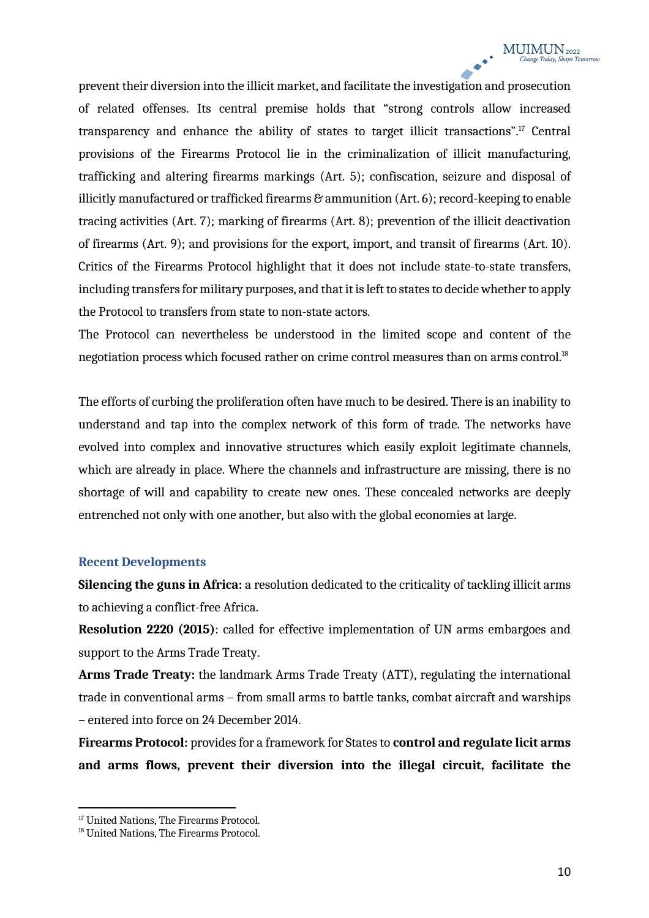prevent their diversion into the illicit market, and facilitate the investigation and prosecution of related offenses. Its central premise holds that "strong controls allow increased transparency and enhance the ability of states to target illicit transactions".[17] Central provisions of the Firearms Protocol lie in the criminalization of illicit manufacturing, trafficking and altering firearms markings (Art. 5); confiscation, seizure and disposal of illicitly manufactured or trafficked firearms & ammunition (Art. 6); record-keeping to enable tracing activities (Art. 7); marking of firearms (Art. 8); prevention of the illicit deactivation of firearms (Art. 9); and provisions for the export, import, and transit of firearms (Art. 10). Critics of the Firearms Protocol highlight that it does not include state-to-state transfers, including transfers for military purposes, and that it is left to states to decide whether to apply the Protocol to transfers from state to non-state actors.

The Protocol can nevertheless be understood in the limited scope and content of the negotiation process which focused rather on crime control measures than on arms control.[18]

The efforts of curbing the proliferation often have much to be desired. There is an inability to understand and tap into the complex network of this form of trade. The networks have evolved into complex and innovative structures which easily exploit legitimate channels, which are already in place. Where the channels and infrastructure are missing, there is no shortage of will and capability to create new ones. These concealed networks are deeply entrenched not only with one another, but also with the global economies at large.

## Recent Developments

**Silencing the guns in Africa:** a resolution dedicated to the criticality of tackling illicit arms to achieving a conflict-free Africa.

**Resolution 2220 (2015)**: called for effective implementation of UN arms embargoes and support to the Arms Trade Treaty.

**Arms Trade Treaty:** the landmark Arms Trade Treaty (ATT), regulating the international trade in conventional arms – from small arms to battle tanks, combat aircraft and warships – entered into force on 24 December 2014.

**Firearms Protocol:** provides for a framework for States to **control and regulate licit arms and arms flows, prevent their diversion into the illegal circuit, facilitate the**

---

[17] United Nations, The Firearms Protocol.

[18] United Nations, The Firearms Protocol.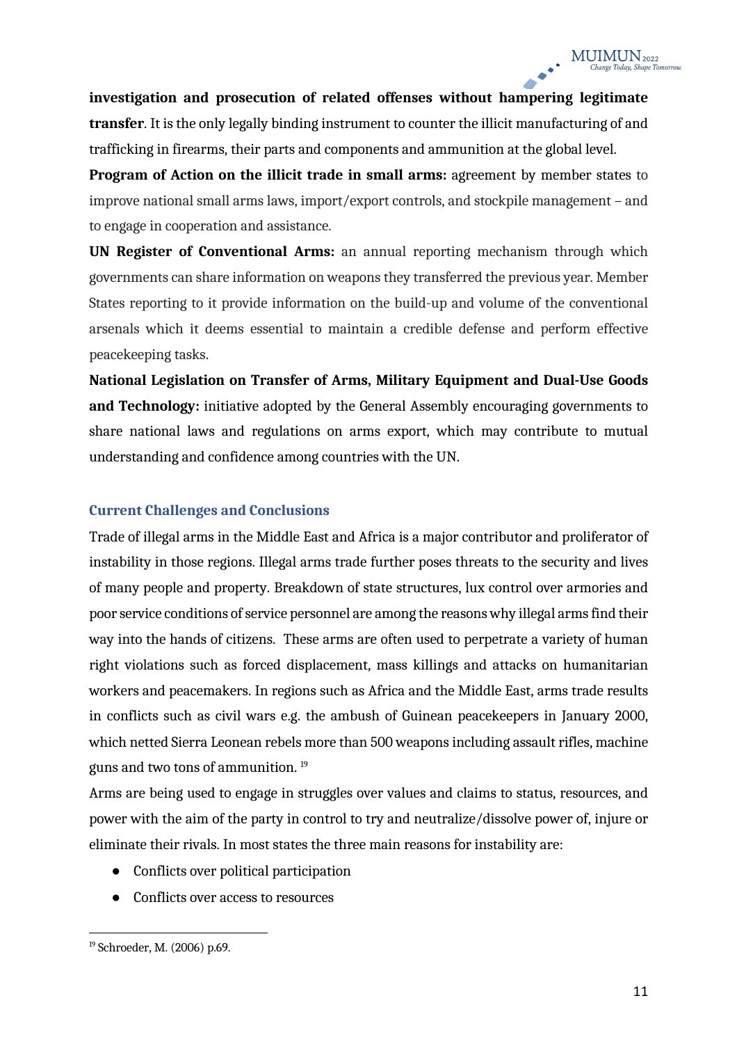**investigation and prosecution of related offenses without hampering legitimate transfer**. It is the only legally binding instrument to counter the illicit manufacturing of and trafficking in firearms, their parts and components and ammunition at the global level.

**Program of Action on the illicit trade in small arms:** agreement by member states to improve national small arms laws, import/export controls, and stockpile management – and to engage in cooperation and assistance.

**UN Register of Conventional Arms:** an annual reporting mechanism through which governments can share information on weapons they transferred the previous year. Member States reporting to it provide information on the build-up and volume of the conventional arsenals which it deems essential to maintain a credible defense and perform effective peacekeeping tasks.

**National Legislation on Transfer of Arms, Military Equipment and Dual-Use Goods and Technology:** initiative adopted by the General Assembly encouraging governments to share national laws and regulations on arms export, which may contribute to mutual understanding and confidence among countries with the UN.

## Current Challenges and Conclusions

Trade of illegal arms in the Middle East and Africa is a major contributor and proliferator of instability in those regions. Illegal arms trade further poses threats to the security and lives of many people and property. Breakdown of state structures, lux control over armories and poor service conditions of service personnel are among the reasons why illegal arms find their way into the hands of citizens. These arms are often used to perpetrate a variety of human right violations such as forced displacement, mass killings and attacks on humanitarian workers and peacemakers. In regions such as Africa and the Middle East, arms trade results in conflicts such as civil wars e.g. the ambush of Guinean peacekeepers in January 2000, which netted Sierra Leonean rebels more than 500 weapons including assault rifles, machine guns and two tons of ammunition. [19]

Arms are being used to engage in struggles over values and claims to status, resources, and power with the aim of the party in control to try and neutralize/dissolve power of, injure or eliminate their rivals. In most states the three main reasons for instability are:

- Conflicts over political participation
- Conflicts over access to resources

[19] Schroeder, M. (2006) p.69.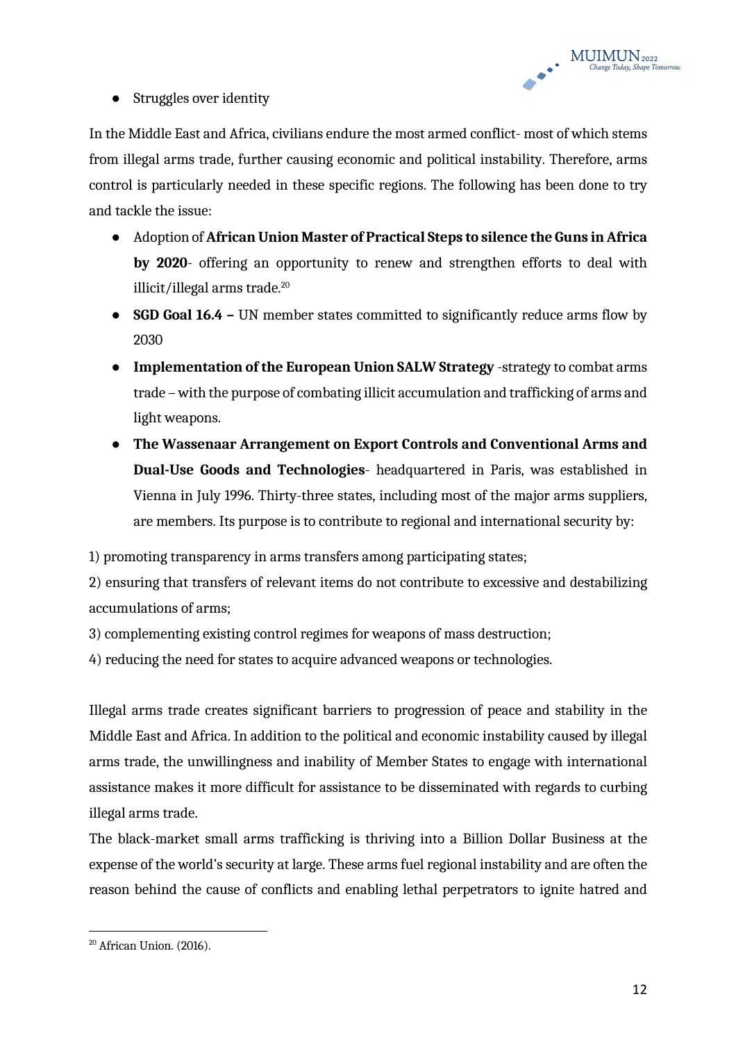- Struggles over identity

In the Middle East and Africa, civilians endure the most armed conflict- most of which stems from illegal arms trade, further causing economic and political instability. Therefore, arms control is particularly needed in these specific regions. The following has been done to try and tackle the issue:

- Adoption of **African Union Master of Practical Steps to silence the Guns in Africa by 2020**- offering an opportunity to renew and strengthen efforts to deal with illicit/illegal arms trade.[20]
- **SGD Goal 16.4 –** UN member states committed to significantly reduce arms flow by 2030
- **Implementation of the European Union SALW Strategy** -strategy to combat arms trade – with the purpose of combating illicit accumulation and trafficking of arms and light weapons.
- **The Wassenaar Arrangement on Export Controls and Conventional Arms and Dual-Use Goods and Technologies**- headquartered in Paris, was established in Vienna in July 1996. Thirty-three states, including most of the major arms suppliers, are members. Its purpose is to contribute to regional and international security by:

1) promoting transparency in arms transfers among participating states;
2) ensuring that transfers of relevant items do not contribute to excessive and destabilizing accumulations of arms;
3) complementing existing control regimes for weapons of mass destruction;
4) reducing the need for states to acquire advanced weapons or technologies.

Illegal arms trade creates significant barriers to progression of peace and stability in the Middle East and Africa. In addition to the political and economic instability caused by illegal arms trade, the unwillingness and inability of Member States to engage with international assistance makes it more difficult for assistance to be disseminated with regards to curbing illegal arms trade.

The black-market small arms trafficking is thriving into a Billion Dollar Business at the expense of the world's security at large. These arms fuel regional instability and are often the reason behind the cause of conflicts and enabling lethal perpetrators to ignite hatred and

[20] African Union. (2016).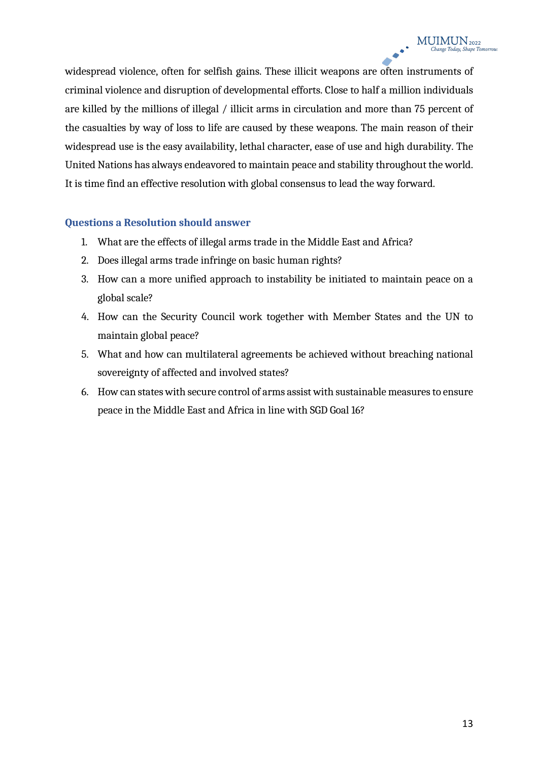widespread violence, often for selfish gains. These illicit weapons are often instruments of criminal violence and disruption of developmental efforts. Close to half a million individuals are killed by the millions of illegal / illicit arms in circulation and more than 75 percent of the casualties by way of loss to life are caused by these weapons. The main reason of their widespread use is the easy availability, lethal character, ease of use and high durability. The United Nations has always endeavored to maintain peace and stability throughout the world. It is time find an effective resolution with global consensus to lead the way forward.

### Questions a Resolution should answer

1. What are the effects of illegal arms trade in the Middle East and Africa?
2. Does illegal arms trade infringe on basic human rights?
3. How can a more unified approach to instability be initiated to maintain peace on a global scale?
4. How can the Security Council work together with Member States and the UN to maintain global peace?
5. What and how can multilateral agreements be achieved without breaching national sovereignty of affected and involved states?
6. How can states with secure control of arms assist with sustainable measures to ensure peace in the Middle East and Africa in line with SGD Goal 16?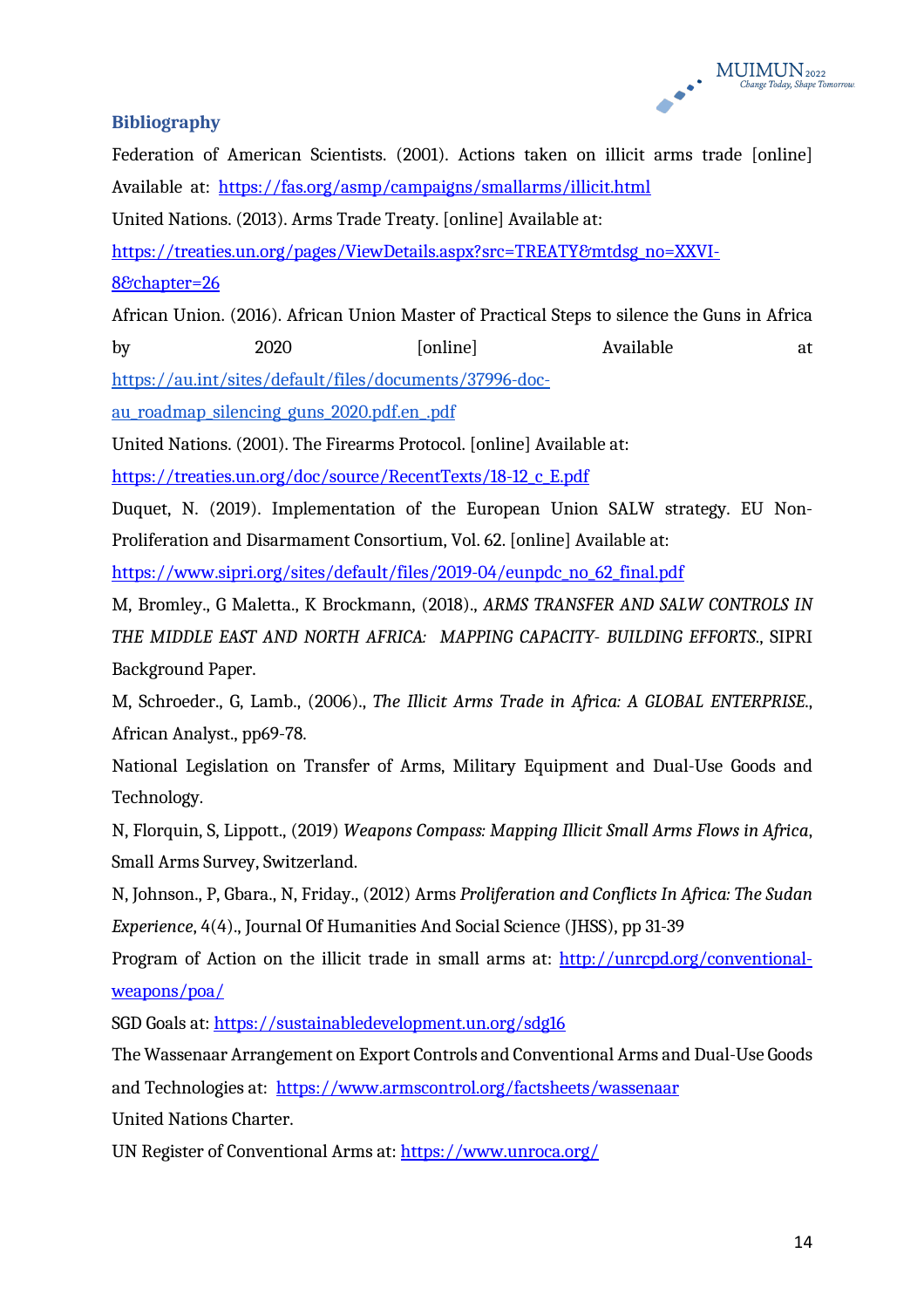## Bibliography

Federation of American Scientists. (2001). Actions taken on illicit arms trade [online] Available at: https://fas.org/asmp/campaigns/smallarms/illicit.html

United Nations. (2013). Arms Trade Treaty. [online] Available at: https://treaties.un.org/pages/ViewDetails.aspx?src=TREATY&mtdsg_no=XXVI-8&chapter=26

African Union. (2016). African Union Master of Practical Steps to silence the Guns in Africa by 2020 [online] Available at https://au.int/sites/default/files/documents/37996-doc-au_roadmap_silencing_guns_2020.pdf.en_.pdf

United Nations. (2001). The Firearms Protocol. [online] Available at: https://treaties.un.org/doc/source/RecentTexts/18-12_c_E.pdf

Duquet, N. (2019). Implementation of the European Union SALW strategy. EU Non-Proliferation and Disarmament Consortium, Vol. 62. [online] Available at: https://www.sipri.org/sites/default/files/2019-04/eunpdc_no_62_final.pdf

M, Bromley., G Maletta., K Brockmann, (2018)., *ARMS TRANSFER AND SALW CONTROLS IN THE MIDDLE EAST AND NORTH AFRICA: MAPPING CAPACITY- BUILDING EFFORTS.*, SIPRI Background Paper.

M, Schroeder., G, Lamb., (2006)., *The Illicit Arms Trade in Africa: A GLOBAL ENTERPRISE.*, African Analyst., pp69-78.

National Legislation on Transfer of Arms, Military Equipment and Dual-Use Goods and Technology.

N, Florquin, S, Lippott., (2019) *Weapons Compass: Mapping Illicit Small Arms Flows in Africa*, Small Arms Survey, Switzerland.

N, Johnson., P, Gbara., N, Friday., (2012) Arms *Proliferation and Conflicts In Africa: The Sudan Experience*, 4(4)., Journal Of Humanities And Social Science (JHSS), pp 31-39

Program of Action on the illicit trade in small arms at: http://unrcpd.org/conventional-weapons/poa/

SGD Goals at: https://sustainabledevelopment.un.org/sdg16

The Wassenaar Arrangement on Export Controls and Conventional Arms and Dual-Use Goods and Technologies at: https://www.armscontrol.org/factsheets/wassenaar

United Nations Charter.

UN Register of Conventional Arms at: https://www.unroca.org/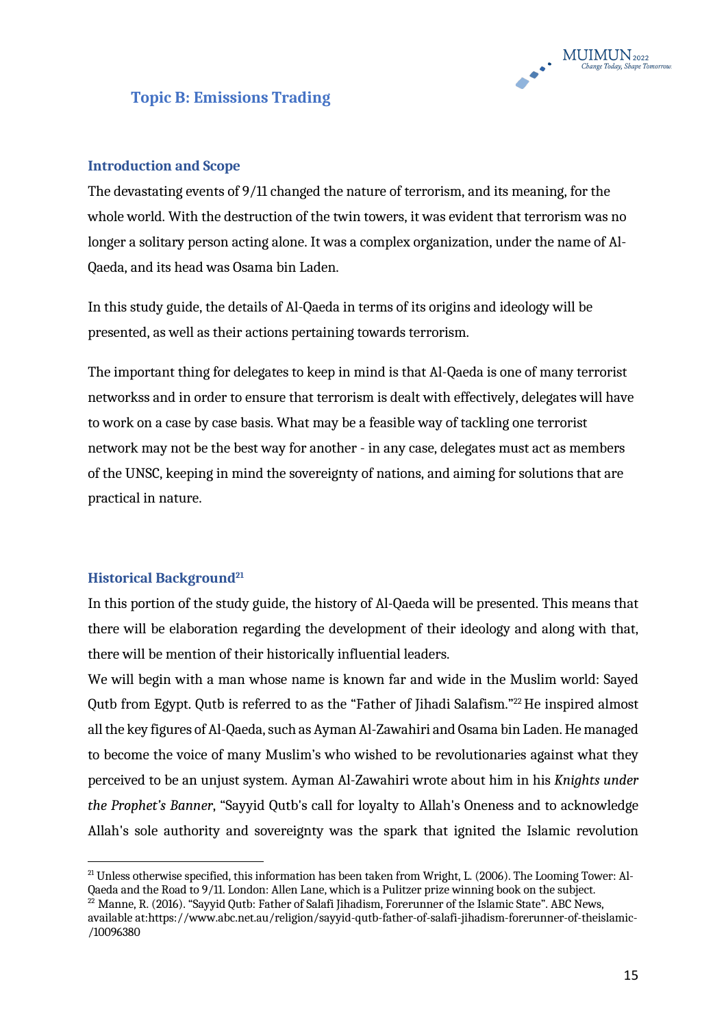## Topic B: Emissions Trading

### Introduction and Scope

The devastating events of 9/11 changed the nature of terrorism, and its meaning, for the whole world. With the destruction of the twin towers, it was evident that terrorism was no longer a solitary person acting alone. It was a complex organization, under the name of Al-Qaeda, and its head was Osama bin Laden.

In this study guide, the details of Al-Qaeda in terms of its origins and ideology will be presented, as well as their actions pertaining towards terrorism.

The important thing for delegates to keep in mind is that Al-Qaeda is one of many terrorist networkss and in order to ensure that terrorism is dealt with effectively, delegates will have to work on a case by case basis. What may be a feasible way of tackling one terrorist network may not be the best way for another - in any case, delegates must act as members of the UNSC, keeping in mind the sovereignty of nations, and aiming for solutions that are practical in nature.

### Historical Background[21]

In this portion of the study guide, the history of Al-Qaeda will be presented. This means that there will be elaboration regarding the development of their ideology and along with that, there will be mention of their historically influential leaders.

We will begin with a man whose name is known far and wide in the Muslim world: Sayed Qutb from Egypt. Qutb is referred to as the "Father of Jihadi Salafism."[22] He inspired almost all the key figures of Al-Qaeda, such as Ayman Al-Zawahiri and Osama bin Laden. He managed to become the voice of many Muslim's who wished to be revolutionaries against what they perceived to be an unjust system. Ayman Al-Zawahiri wrote about him in his *Knights under the Prophet's Banner*, "Sayyid Qutb's call for loyalty to Allah's Oneness and to acknowledge Allah's sole authority and sovereignty was the spark that ignited the Islamic revolution

---

[21] Unless otherwise specified, this information has been taken from Wright, L. (2006). The Looming Tower: Al-Qaeda and the Road to 9/11. London: Allen Lane, which is a Pulitzer prize winning book on the subject.

[22] Manne, R. (2016). "Sayyid Qutb: Father of Salafi Jihadism, Forerunner of the Islamic State". ABC News, available at:https://www.abc.net.au/religion/sayyid-qutb-father-of-salafi-jihadism-forerunner-of-theislamic-/10096380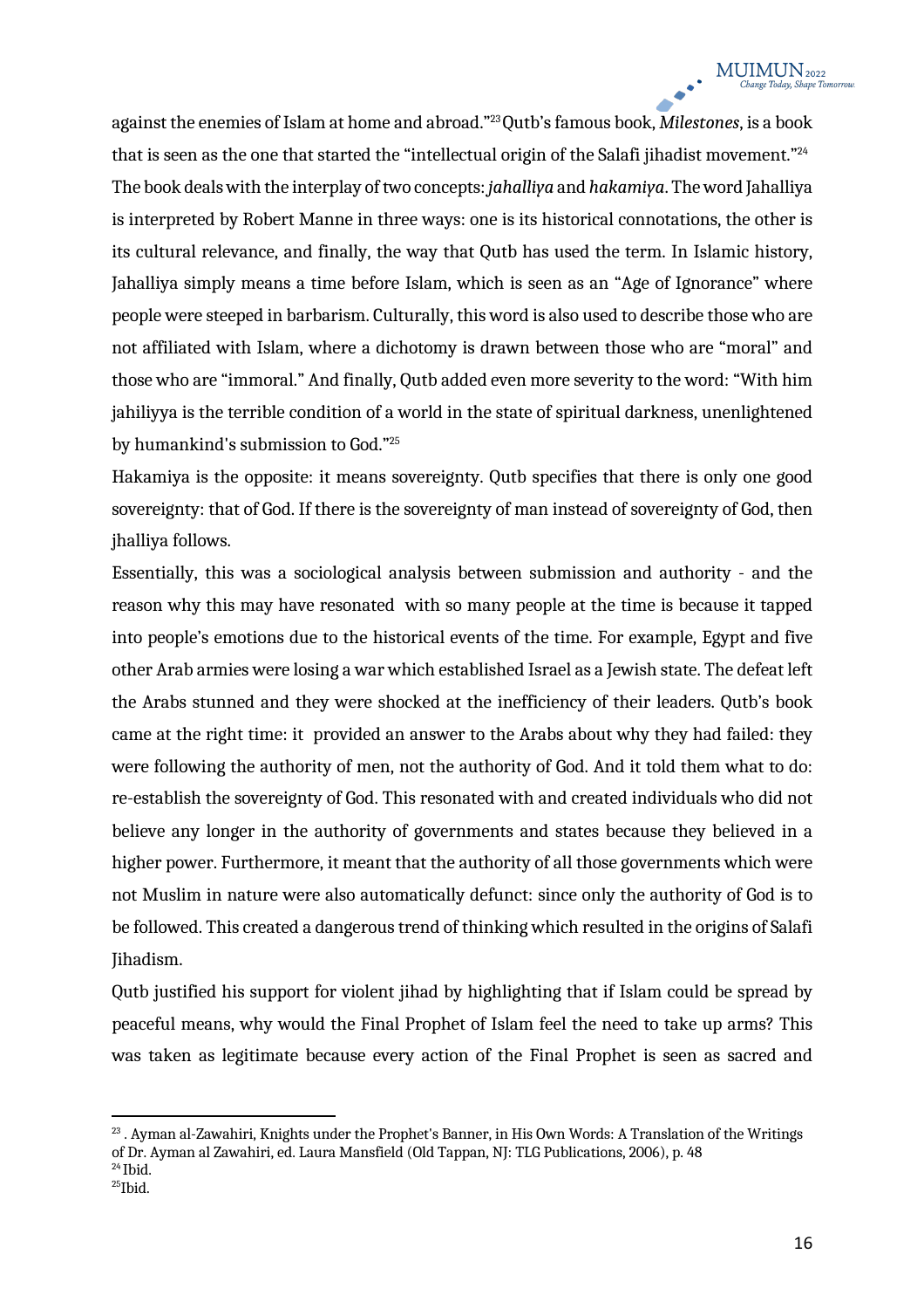against the enemies of Islam at home and abroad."[23] Qutb's famous book, *Milestones*, is a book that is seen as the one that started the "intellectual origin of the Salafi jihadist movement."[24]

The book deals with the interplay of two concepts: *jahalliya* and *hakamiya*. The word Jahalliya is interpreted by Robert Manne in three ways: one is its historical connotations, the other is its cultural relevance, and finally, the way that Qutb has used the term. In Islamic history, Jahalliya simply means a time before Islam, which is seen as an "Age of Ignorance" where people were steeped in barbarism. Culturally, this word is also used to describe those who are not affiliated with Islam, where a dichotomy is drawn between those who are "moral" and those who are "immoral." And finally, Qutb added even more severity to the word: "With him jahiliyya is the terrible condition of a world in the state of spiritual darkness, unenlightened by humankind's submission to God."[25]

Hakamiya is the opposite: it means sovereignty. Qutb specifies that there is only one good sovereignty: that of God. If there is the sovereignty of man instead of sovereignty of God, then jhalliya follows.

Essentially, this was a sociological analysis between submission and authority - and the reason why this may have resonated with so many people at the time is because it tapped into people's emotions due to the historical events of the time. For example, Egypt and five other Arab armies were losing a war which established Israel as a Jewish state. The defeat left the Arabs stunned and they were shocked at the inefficiency of their leaders. Qutb's book came at the right time: it provided an answer to the Arabs about why they had failed: they were following the authority of men, not the authority of God. And it told them what to do: re-establish the sovereignty of God. This resonated with and created individuals who did not believe any longer in the authority of governments and states because they believed in a higher power. Furthermore, it meant that the authority of all those governments which were not Muslim in nature were also automatically defunct: since only the authority of God is to be followed. This created a dangerous trend of thinking which resulted in the origins of Salafi Jihadism.

Qutb justified his support for violent jihad by highlighting that if Islam could be spread by peaceful means, why would the Final Prophet of Islam feel the need to take up arms? This was taken as legitimate because every action of the Final Prophet is seen as sacred and

---

[23] . Ayman al-Zawahiri, Knights under the Prophet's Banner, in His Own Words: A Translation of the Writings of Dr. Ayman al Zawahiri, ed. Laura Mansfield (Old Tappan, NJ: TLG Publications, 2006), p. 48

[24] Ibid.

[25] Ibid.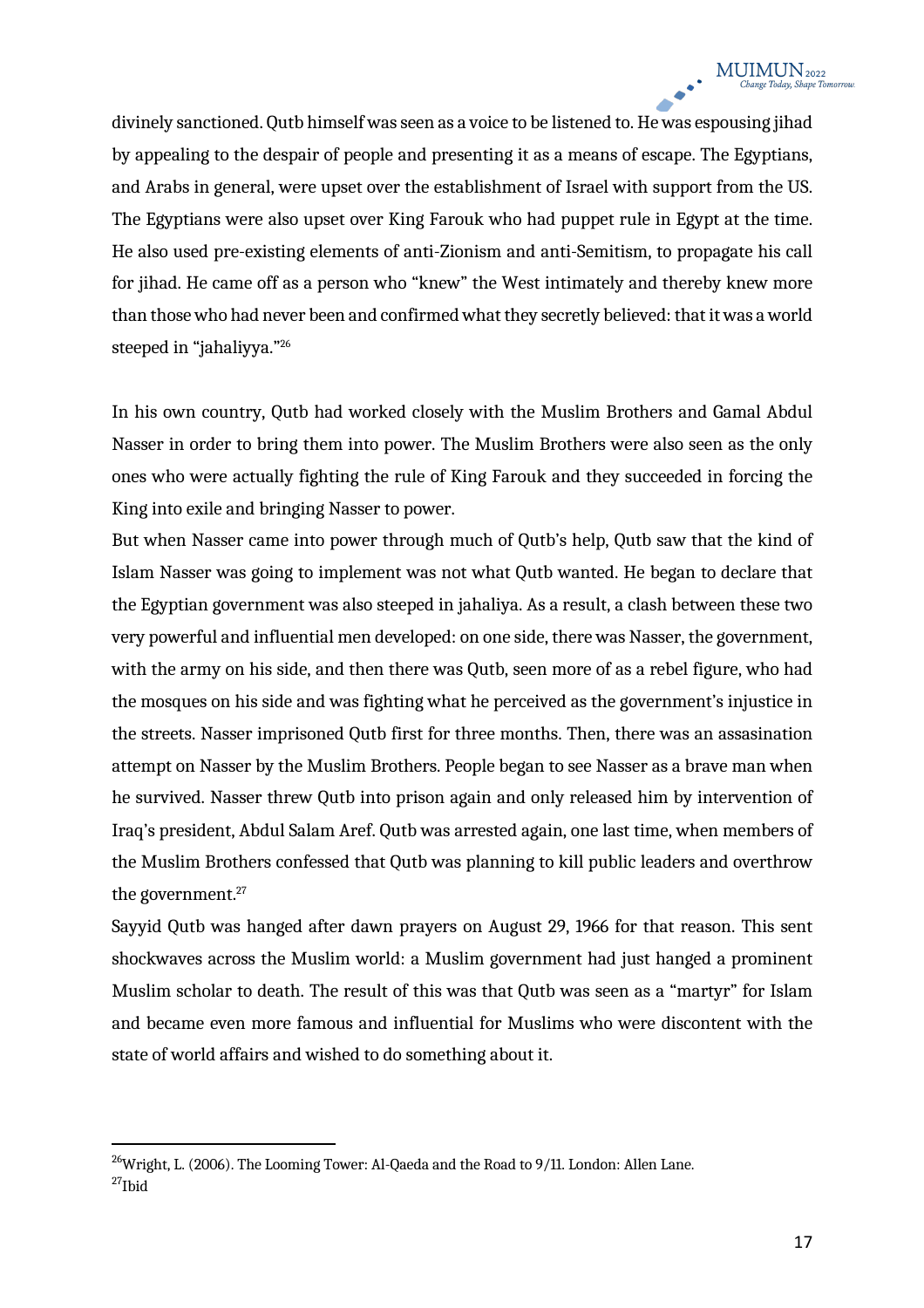divinely sanctioned. Qutb himself was seen as a voice to be listened to. He was espousing jihad by appealing to the despair of people and presenting it as a means of escape. The Egyptians, and Arabs in general, were upset over the establishment of Israel with support from the US. The Egyptians were also upset over King Farouk who had puppet rule in Egypt at the time. He also used pre-existing elements of anti-Zionism and anti-Semitism, to propagate his call for jihad. He came off as a person who "knew" the West intimately and thereby knew more than those who had never been and confirmed what they secretly believed: that it was a world steeped in "jahaliyya."[26]

In his own country, Qutb had worked closely with the Muslim Brothers and Gamal Abdul Nasser in order to bring them into power. The Muslim Brothers were also seen as the only ones who were actually fighting the rule of King Farouk and they succeeded in forcing the King into exile and bringing Nasser to power.

But when Nasser came into power through much of Qutb's help, Qutb saw that the kind of Islam Nasser was going to implement was not what Qutb wanted. He began to declare that the Egyptian government was also steeped in jahaliya. As a result, a clash between these two very powerful and influential men developed: on one side, there was Nasser, the government, with the army on his side, and then there was Qutb, seen more of as a rebel figure, who had the mosques on his side and was fighting what he perceived as the government's injustice in the streets. Nasser imprisoned Qutb first for three months. Then, there was an assasination attempt on Nasser by the Muslim Brothers. People began to see Nasser as a brave man when he survived. Nasser threw Qutb into prison again and only released him by intervention of Iraq's president, Abdul Salam Aref. Qutb was arrested again, one last time, when members of the Muslim Brothers confessed that Qutb was planning to kill public leaders and overthrow the government.[27]

Sayyid Qutb was hanged after dawn prayers on August 29, 1966 for that reason. This sent shockwaves across the Muslim world: a Muslim government had just hanged a prominent Muslim scholar to death. The result of this was that Qutb was seen as a "martyr" for Islam and became even more famous and influential for Muslims who were discontent with the state of world affairs and wished to do something about it.

---

[26] Wright, L. (2006). The Looming Tower: Al-Qaeda and the Road to 9/11. London: Allen Lane.

[27] Ibid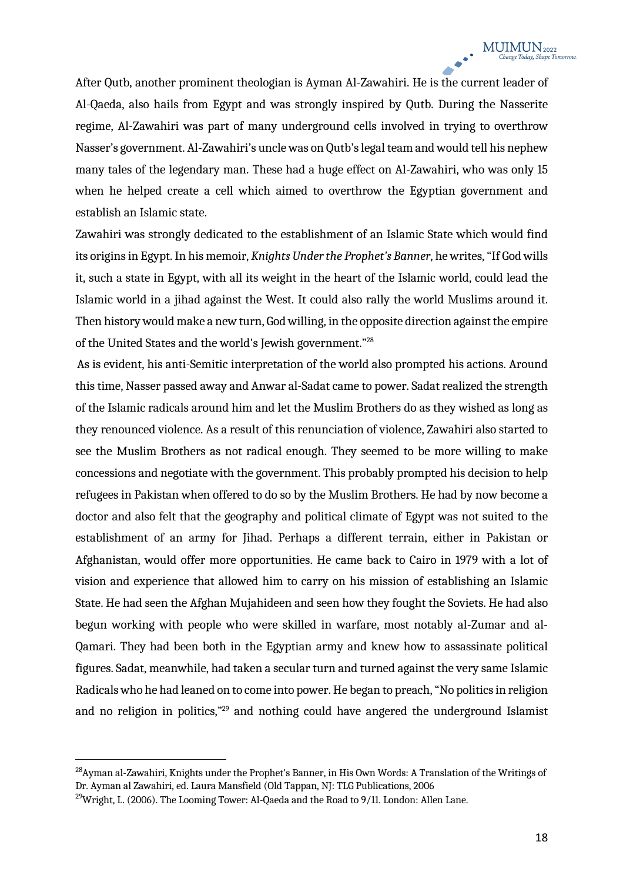After Qutb, another prominent theologian is Ayman Al-Zawahiri. He is the current leader of Al-Qaeda, also hails from Egypt and was strongly inspired by Qutb. During the Nasserite regime, Al-Zawahiri was part of many underground cells involved in trying to overthrow Nasser's government. Al-Zawahiri's uncle was on Qutb's legal team and would tell his nephew many tales of the legendary man. These had a huge effect on Al-Zawahiri, who was only 15 when he helped create a cell which aimed to overthrow the Egyptian government and establish an Islamic state.

Zawahiri was strongly dedicated to the establishment of an Islamic State which would find its origins in Egypt. In his memoir, *Knights Under the Prophet's Banner*, he writes, "If God wills it, such a state in Egypt, with all its weight in the heart of the Islamic world, could lead the Islamic world in a jihad against the West. It could also rally the world Muslims around it. Then history would make a new turn, God willing, in the opposite direction against the empire of the United States and the world's Jewish government."[28]

As is evident, his anti-Semitic interpretation of the world also prompted his actions. Around this time, Nasser passed away and Anwar al-Sadat came to power. Sadat realized the strength of the Islamic radicals around him and let the Muslim Brothers do as they wished as long as they renounced violence. As a result of this renunciation of violence, Zawahiri also started to see the Muslim Brothers as not radical enough. They seemed to be more willing to make concessions and negotiate with the government. This probably prompted his decision to help refugees in Pakistan when offered to do so by the Muslim Brothers. He had by now become a doctor and also felt that the geography and political climate of Egypt was not suited to the establishment of an army for Jihad. Perhaps a different terrain, either in Pakistan or Afghanistan, would offer more opportunities. He came back to Cairo in 1979 with a lot of vision and experience that allowed him to carry on his mission of establishing an Islamic State. He had seen the Afghan Mujahideen and seen how they fought the Soviets. He had also begun working with people who were skilled in warfare, most notably al-Zumar and al-Qamari. They had been both in the Egyptian army and knew how to assassinate political figures. Sadat, meanwhile, had taken a secular turn and turned against the very same Islamic Radicals who he had leaned on to come into power. He began to preach, "No politics in religion and no religion in politics,"[29] and nothing could have angered the underground Islamist

---

[28] Ayman al-Zawahiri, Knights under the Prophet's Banner, in His Own Words: A Translation of the Writings of Dr. Ayman al Zawahiri, ed. Laura Mansfield (Old Tappan, NJ: TLG Publications, 2006

[29] Wright, L. (2006). The Looming Tower: Al-Qaeda and the Road to 9/11. London: Allen Lane.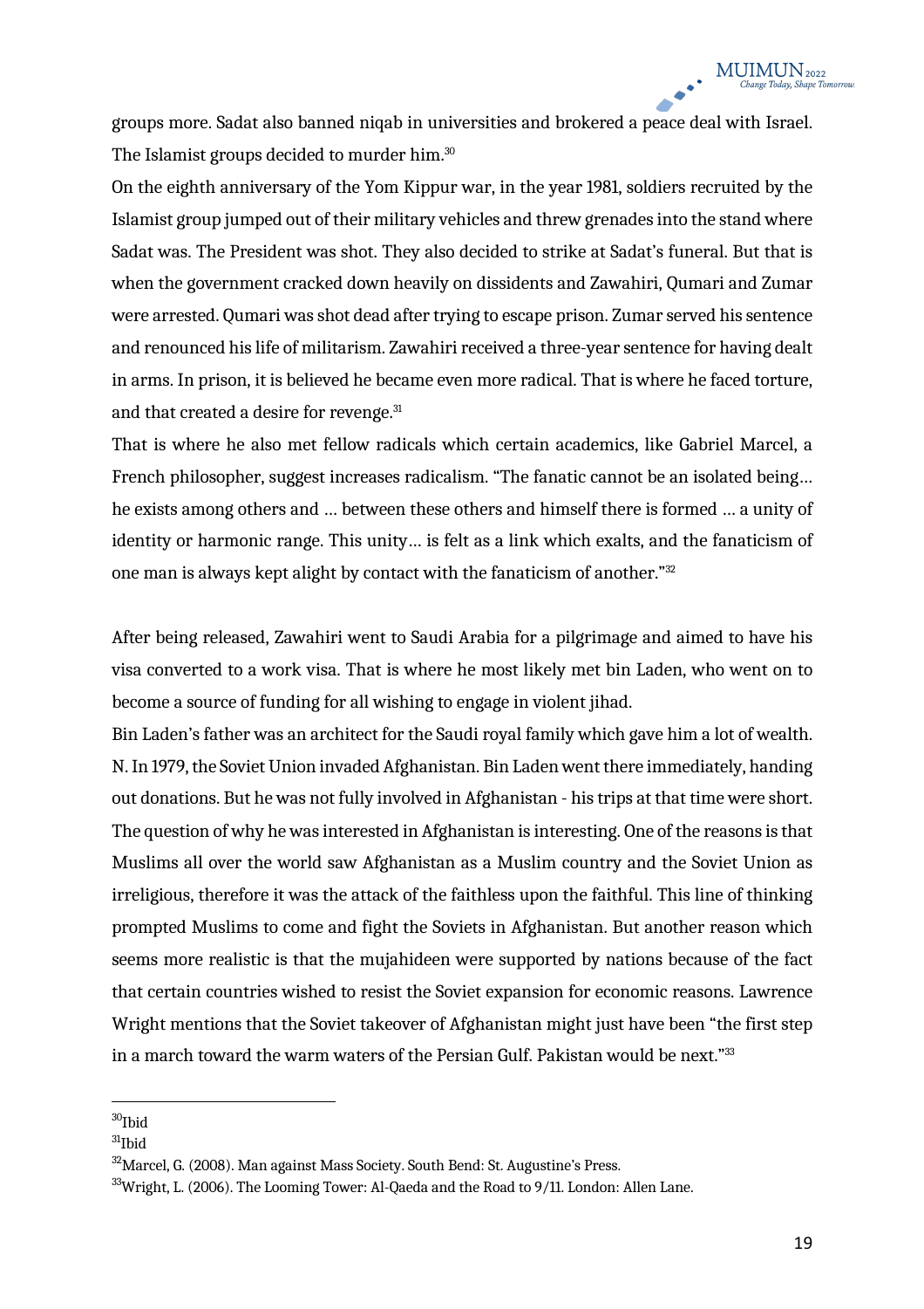groups more. Sadat also banned niqab in universities and brokered a peace deal with Israel. The Islamist groups decided to murder him.[30]

On the eighth anniversary of the Yom Kippur war, in the year 1981, soldiers recruited by the Islamist group jumped out of their military vehicles and threw grenades into the stand where Sadat was. The President was shot. They also decided to strike at Sadat's funeral. But that is when the government cracked down heavily on dissidents and Zawahiri, Qumari and Zumar were arrested. Qumari was shot dead after trying to escape prison. Zumar served his sentence and renounced his life of militarism. Zawahiri received a three-year sentence for having dealt in arms. In prison, it is believed he became even more radical. That is where he faced torture, and that created a desire for revenge.[31]

That is where he also met fellow radicals which certain academics, like Gabriel Marcel, a French philosopher, suggest increases radicalism. "The fanatic cannot be an isolated being… he exists among others and … between these others and himself there is formed … a unity of identity or harmonic range. This unity… is felt as a link which exalts, and the fanaticism of one man is always kept alight by contact with the fanaticism of another."[32]

After being released, Zawahiri went to Saudi Arabia for a pilgrimage and aimed to have his visa converted to a work visa. That is where he most likely met bin Laden, who went on to become a source of funding for all wishing to engage in violent jihad.

Bin Laden's father was an architect for the Saudi royal family which gave him a lot of wealth. N. In 1979, the Soviet Union invaded Afghanistan. Bin Laden went there immediately, handing out donations. But he was not fully involved in Afghanistan - his trips at that time were short. The question of why he was interested in Afghanistan is interesting. One of the reasons is that Muslims all over the world saw Afghanistan as a Muslim country and the Soviet Union as irreligious, therefore it was the attack of the faithless upon the faithful. This line of thinking prompted Muslims to come and fight the Soviets in Afghanistan. But another reason which seems more realistic is that the mujahideen were supported by nations because of the fact that certain countries wished to resist the Soviet expansion for economic reasons. Lawrence Wright mentions that the Soviet takeover of Afghanistan might just have been "the first step in a march toward the warm waters of the Persian Gulf. Pakistan would be next."[33]

---

[30] Ibid

[31] Ibid

[32] Marcel, G. (2008). Man against Mass Society. South Bend: St. Augustine's Press.

[33] Wright, L. (2006). The Looming Tower: Al-Qaeda and the Road to 9/11. London: Allen Lane.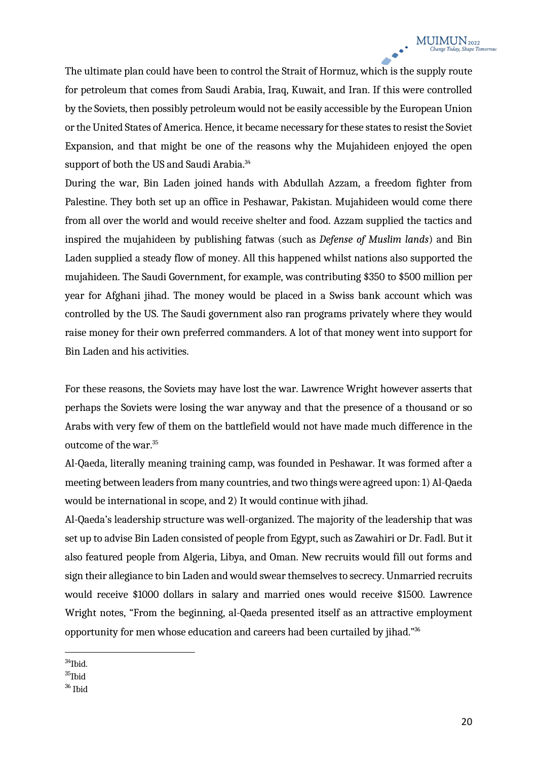The ultimate plan could have been to control the Strait of Hormuz, which is the supply route for petroleum that comes from Saudi Arabia, Iraq, Kuwait, and Iran. If this were controlled by the Soviets, then possibly petroleum would not be easily accessible by the European Union or the United States of America. Hence, it became necessary for these states to resist the Soviet Expansion, and that might be one of the reasons why the Mujahideen enjoyed the open support of both the US and Saudi Arabia.[34]

During the war, Bin Laden joined hands with Abdullah Azzam, a freedom fighter from Palestine. They both set up an office in Peshawar, Pakistan. Mujahideen would come there from all over the world and would receive shelter and food. Azzam supplied the tactics and inspired the mujahideen by publishing fatwas (such as *Defense of Muslim lands*) and Bin Laden supplied a steady flow of money. All this happened whilst nations also supported the mujahideen. The Saudi Government, for example, was contributing $350 to $500 million per year for Afghani jihad. The money would be placed in a Swiss bank account which was controlled by the US. The Saudi government also ran programs privately where they would raise money for their own preferred commanders. A lot of that money went into support for Bin Laden and his activities.

For these reasons, the Soviets may have lost the war. Lawrence Wright however asserts that perhaps the Soviets were losing the war anyway and that the presence of a thousand or so Arabs with very few of them on the battlefield would not have made much difference in the outcome of the war.[35]

Al-Qaeda, literally meaning training camp, was founded in Peshawar. It was formed after a meeting between leaders from many countries, and two things were agreed upon: 1) Al-Qaeda would be international in scope, and 2) It would continue with jihad.

Al-Qaeda's leadership structure was well-organized. The majority of the leadership that was set up to advise Bin Laden consisted of people from Egypt, such as Zawahiri or Dr. Fadl. But it also featured people from Algeria, Libya, and Oman. New recruits would fill out forms and sign their allegiance to bin Laden and would swear themselves to secrecy. Unmarried recruits would receive $1000 dollars in salary and married ones would receive $1500. Lawrence Wright notes, "From the beginning, al-Qaeda presented itself as an attractive employment opportunity for men whose education and careers had been curtailed by jihad."[36]

---

[34] Ibid.

[35] Ibid

[36] Ibid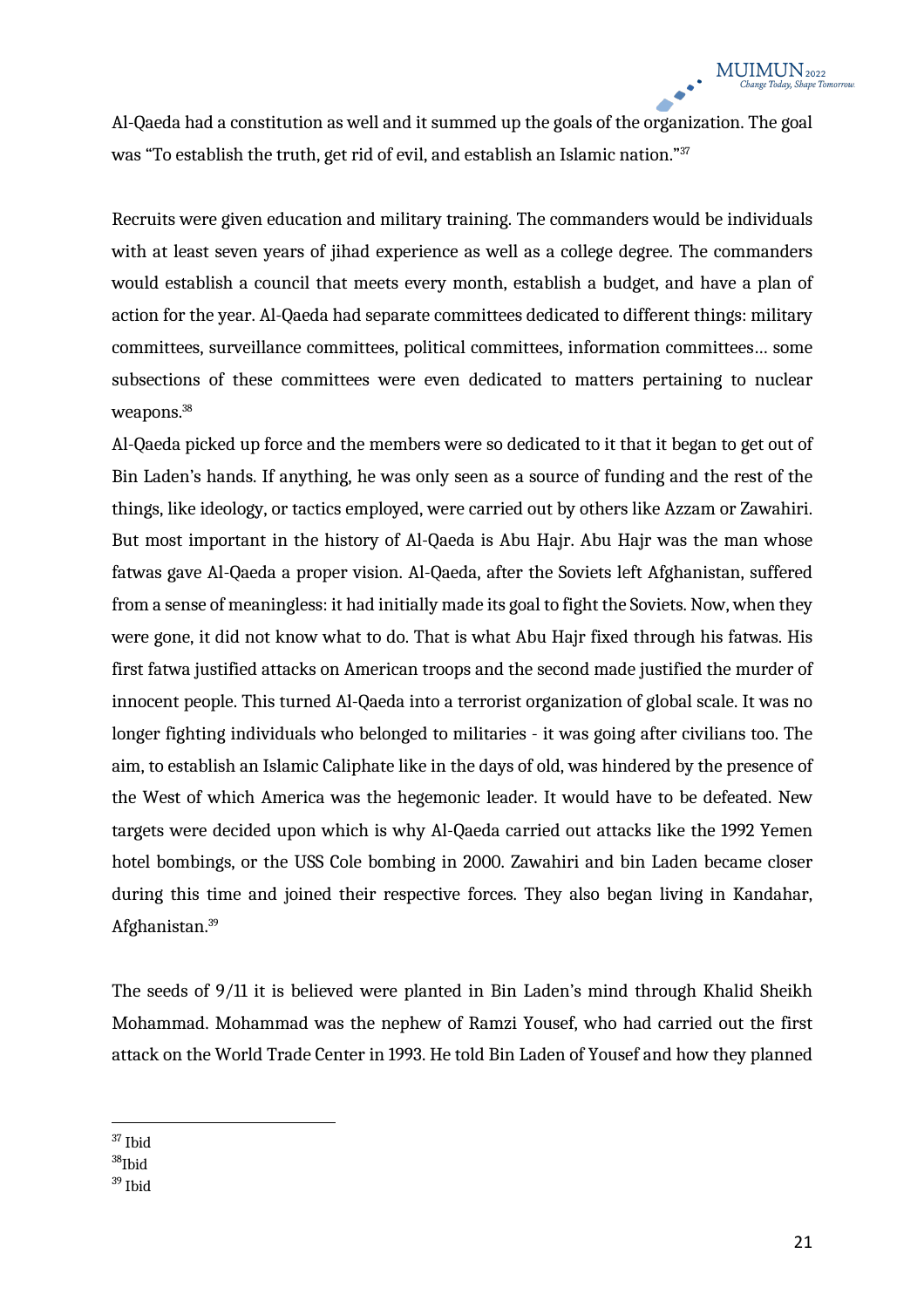Al-Qaeda had a constitution as well and it summed up the goals of the organization. The goal was "To establish the truth, get rid of evil, and establish an Islamic nation."[37]

Recruits were given education and military training. The commanders would be individuals with at least seven years of jihad experience as well as a college degree. The commanders would establish a council that meets every month, establish a budget, and have a plan of action for the year. Al-Qaeda had separate committees dedicated to different things: military committees, surveillance committees, political committees, information committees… some subsections of these committees were even dedicated to matters pertaining to nuclear weapons.[38]

Al-Qaeda picked up force and the members were so dedicated to it that it began to get out of Bin Laden's hands. If anything, he was only seen as a source of funding and the rest of the things, like ideology, or tactics employed, were carried out by others like Azzam or Zawahiri. But most important in the history of Al-Qaeda is Abu Hajr. Abu Hajr was the man whose fatwas gave Al-Qaeda a proper vision. Al-Qaeda, after the Soviets left Afghanistan, suffered from a sense of meaningless: it had initially made its goal to fight the Soviets. Now, when they were gone, it did not know what to do. That is what Abu Hajr fixed through his fatwas. His first fatwa justified attacks on American troops and the second made justified the murder of innocent people. This turned Al-Qaeda into a terrorist organization of global scale. It was no longer fighting individuals who belonged to militaries - it was going after civilians too. The aim, to establish an Islamic Caliphate like in the days of old, was hindered by the presence of the West of which America was the hegemonic leader. It would have to be defeated. New targets were decided upon which is why Al-Qaeda carried out attacks like the 1992 Yemen hotel bombings, or the USS Cole bombing in 2000. Zawahiri and bin Laden became closer during this time and joined their respective forces. They also began living in Kandahar, Afghanistan.[39]

The seeds of 9/11 it is believed were planted in Bin Laden's mind through Khalid Sheikh Mohammad. Mohammad was the nephew of Ramzi Yousef, who had carried out the first attack on the World Trade Center in 1993. He told Bin Laden of Yousef and how they planned

[37] Ibid

[38] Ibid

[39] Ibid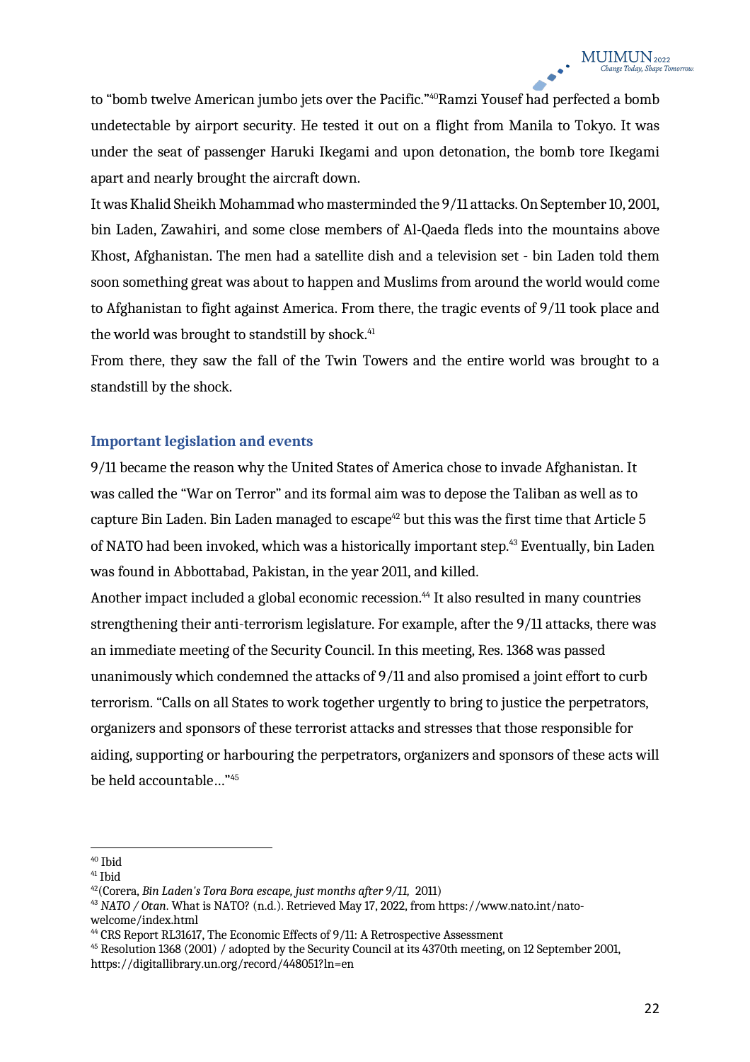to "bomb twelve American jumbo jets over the Pacific."[40]Ramzi Yousef had perfected a bomb undetectable by airport security. He tested it out on a flight from Manila to Tokyo. It was under the seat of passenger Haruki Ikegami and upon detonation, the bomb tore Ikegami apart and nearly brought the aircraft down.

It was Khalid Sheikh Mohammad who masterminded the 9/11 attacks. On September 10, 2001, bin Laden, Zawahiri, and some close members of Al-Qaeda fleds into the mountains above Khost, Afghanistan. The men had a satellite dish and a television set - bin Laden told them soon something great was about to happen and Muslims from around the world would come to Afghanistan to fight against America. From there, the tragic events of 9/11 took place and the world was brought to standstill by shock.[41]

From there, they saw the fall of the Twin Towers and the entire world was brought to a standstill by the shock.

## Important legislation and events

9/11 became the reason why the United States of America chose to invade Afghanistan. It was called the "War on Terror" and its formal aim was to depose the Taliban as well as to capture Bin Laden. Bin Laden managed to escape[42] but this was the first time that Article 5 of NATO had been invoked, which was a historically important step.[43] Eventually, bin Laden was found in Abbottabad, Pakistan, in the year 2011, and killed.

Another impact included a global economic recession.[44] It also resulted in many countries strengthening their anti-terrorism legislature. For example, after the 9/11 attacks, there was an immediate meeting of the Security Council. In this meeting, Res. 1368 was passed unanimously which condemned the attacks of 9/11 and also promised a joint effort to curb terrorism. "Calls on all States to work together urgently to bring to justice the perpetrators, organizers and sponsors of these terrorist attacks and stresses that those responsible for aiding, supporting or harbouring the perpetrators, organizers and sponsors of these acts will be held accountable…"[45]

---

[40] Ibid

[41] Ibid

[42] (Corera, *Bin Laden's Tora Bora escape, just months after 9/11,* 2011)

[43] *NATO / Otan.* What is NATO? (n.d.). Retrieved May 17, 2022, from https://www.nato.int/nato-welcome/index.html

[44] CRS Report RL31617, The Economic Effects of 9/11: A Retrospective Assessment

[45] Resolution 1368 (2001) / adopted by the Security Council at its 4370th meeting, on 12 September 2001, https://digitallibrary.un.org/record/448051?ln=en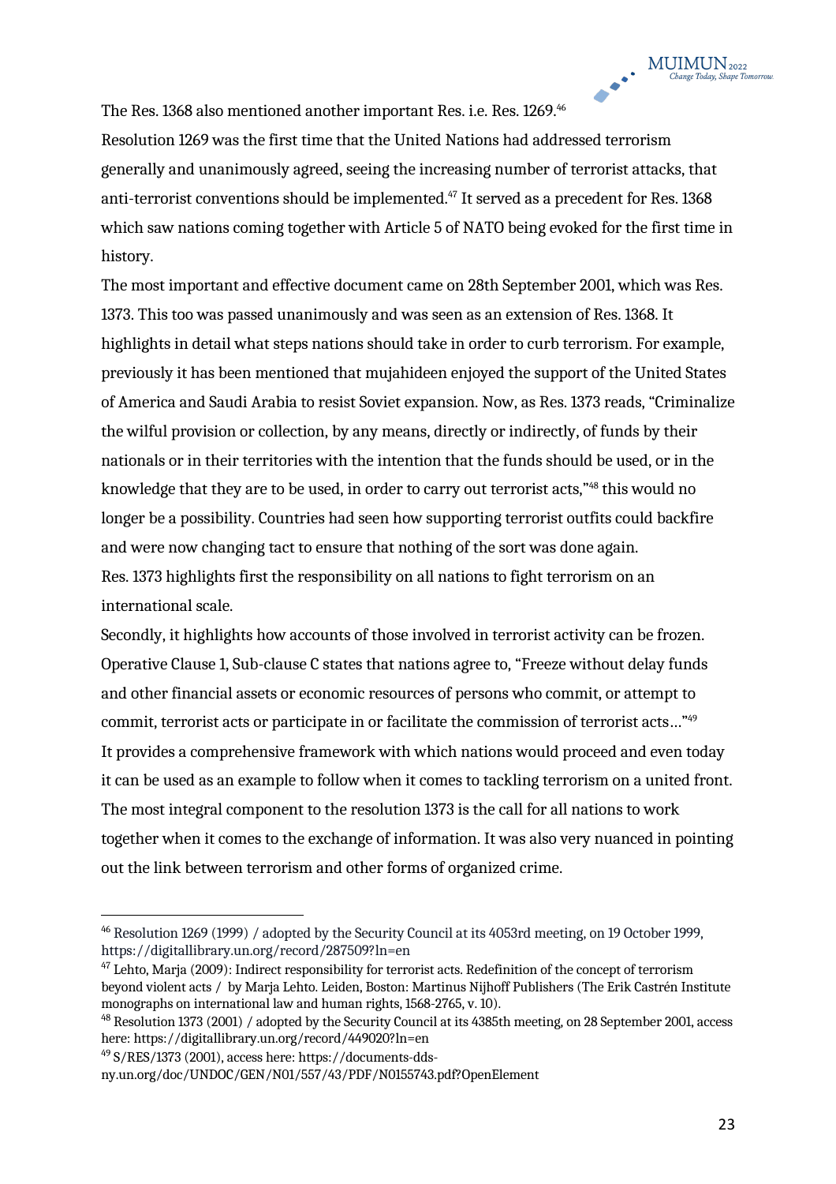The Res. 1368 also mentioned another important Res. i.e. Res. 1269.[46]

Resolution 1269 was the first time that the United Nations had addressed terrorism generally and unanimously agreed, seeing the increasing number of terrorist attacks, that anti-terrorist conventions should be implemented.[47] It served as a precedent for Res. 1368 which saw nations coming together with Article 5 of NATO being evoked for the first time in history.

The most important and effective document came on 28th September 2001, which was Res. 1373. This too was passed unanimously and was seen as an extension of Res. 1368. It highlights in detail what steps nations should take in order to curb terrorism. For example, previously it has been mentioned that mujahideen enjoyed the support of the United States of America and Saudi Arabia to resist Soviet expansion. Now, as Res. 1373 reads, "Criminalize the wilful provision or collection, by any means, directly or indirectly, of funds by their nationals or in their territories with the intention that the funds should be used, or in the knowledge that they are to be used, in order to carry out terrorist acts,"[48] this would no longer be a possibility. Countries had seen how supporting terrorist outfits could backfire and were now changing tact to ensure that nothing of the sort was done again.

Res. 1373 highlights first the responsibility on all nations to fight terrorism on an international scale.

Secondly, it highlights how accounts of those involved in terrorist activity can be frozen. Operative Clause 1, Sub-clause C states that nations agree to, "Freeze without delay funds and other financial assets or economic resources of persons who commit, or attempt to commit, terrorist acts or participate in or facilitate the commission of terrorist acts…"[49]

It provides a comprehensive framework with which nations would proceed and even today it can be used as an example to follow when it comes to tackling terrorism on a united front. The most integral component to the resolution 1373 is the call for all nations to work together when it comes to the exchange of information. It was also very nuanced in pointing out the link between terrorism and other forms of organized crime.

---

[46] Resolution 1269 (1999) / adopted by the Security Council at its 4053rd meeting, on 19 October 1999, https://digitallibrary.un.org/record/287509?ln=en

[47] Lehto, Marja (2009): Indirect responsibility for terrorist acts. Redefinition of the concept of terrorism beyond violent acts / by Marja Lehto. Leiden, Boston: Martinus Nijhoff Publishers (The Erik Castrén Institute monographs on international law and human rights, 1568-2765, v. 10).

[48] Resolution 1373 (2001) / adopted by the Security Council at its 4385th meeting, on 28 September 2001, access here: https://digitallibrary.un.org/record/449020?ln=en

[49] S/RES/1373 (2001), access here: https://documents-dds-ny.un.org/doc/UNDOC/GEN/N01/557/43/PDF/N0155743.pdf?OpenElement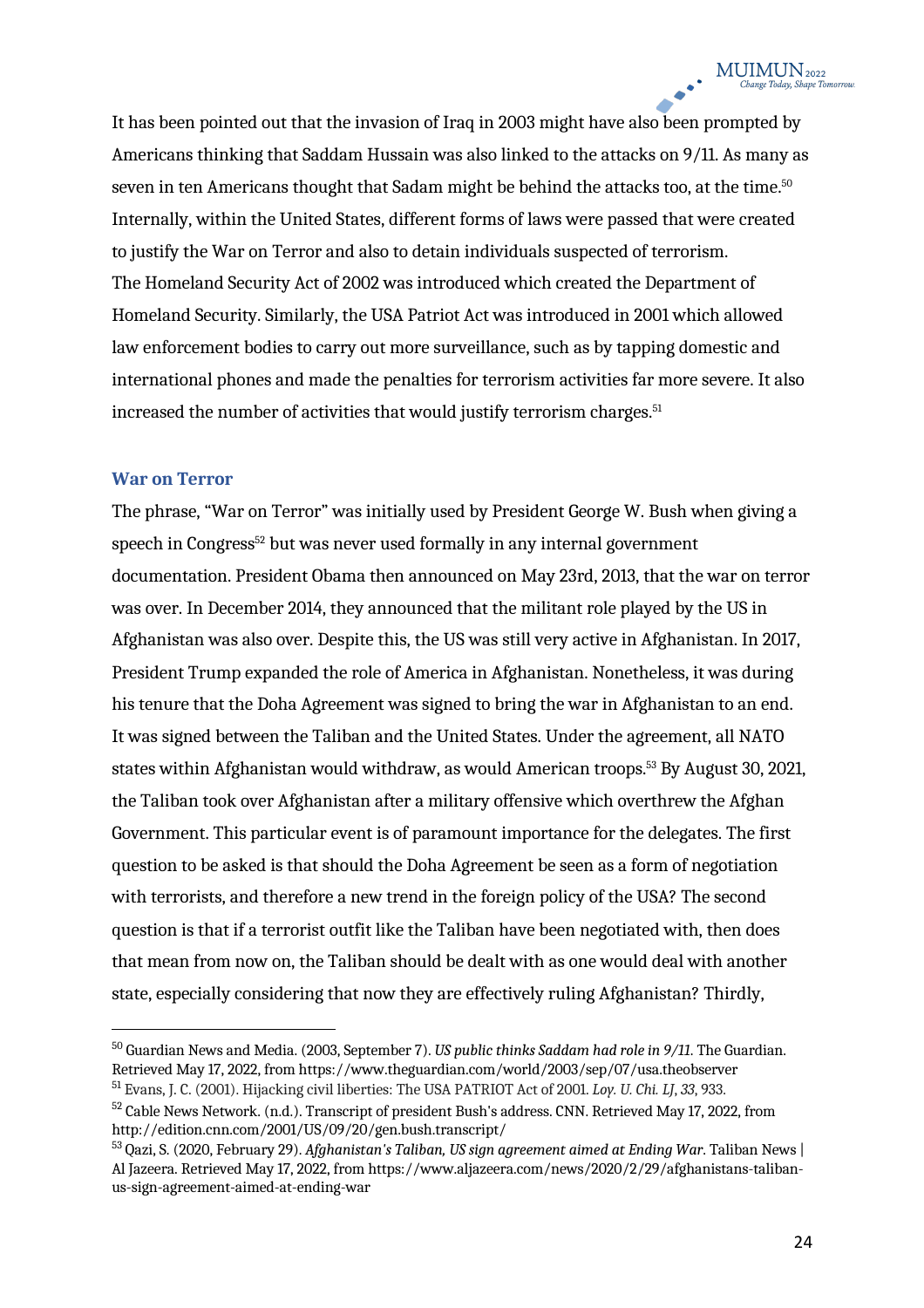It has been pointed out that the invasion of Iraq in 2003 might have also been prompted by Americans thinking that Saddam Hussain was also linked to the attacks on 9/11. As many as seven in ten Americans thought that Sadam might be behind the attacks too, at the time.[50] Internally, within the United States, different forms of laws were passed that were created to justify the War on Terror and also to detain individuals suspected of terrorism. The Homeland Security Act of 2002 was introduced which created the Department of Homeland Security. Similarly, the USA Patriot Act was introduced in 2001 which allowed law enforcement bodies to carry out more surveillance, such as by tapping domestic and international phones and made the penalties for terrorism activities far more severe. It also increased the number of activities that would justify terrorism charges.[51]

### War on Terror

The phrase, "War on Terror" was initially used by President George W. Bush when giving a speech in Congress[52] but was never used formally in any internal government documentation. President Obama then announced on May 23rd, 2013, that the war on terror was over. In December 2014, they announced that the militant role played by the US in Afghanistan was also over. Despite this, the US was still very active in Afghanistan. In 2017, President Trump expanded the role of America in Afghanistan. Nonetheless, it was during his tenure that the Doha Agreement was signed to bring the war in Afghanistan to an end. It was signed between the Taliban and the United States. Under the agreement, all NATO states within Afghanistan would withdraw, as would American troops.[53] By August 30, 2021, the Taliban took over Afghanistan after a military offensive which overthrew the Afghan Government. This particular event is of paramount importance for the delegates. The first question to be asked is that should the Doha Agreement be seen as a form of negotiation with terrorists, and therefore a new trend in the foreign policy of the USA? The second question is that if a terrorist outfit like the Taliban have been negotiated with, then does that mean from now on, the Taliban should be dealt with as one would deal with another state, especially considering that now they are effectively ruling Afghanistan? Thirdly,

---

[50] Guardian News and Media. (2003, September 7). *US public thinks Saddam had role in 9/11*. The Guardian. Retrieved May 17, 2022, from https://www.theguardian.com/world/2003/sep/07/usa.theobserver

[51] Evans, J. C. (2001). Hijacking civil liberties: The USA PATRIOT Act of 2001. *Loy. U. Chi. LJ*, *33*, 933.

[52] Cable News Network. (n.d.). Transcript of president Bush's address. CNN. Retrieved May 17, 2022, from http://edition.cnn.com/2001/US/09/20/gen.bush.transcript/

[53] Qazi, S. (2020, February 29). *Afghanistan's Taliban, US sign agreement aimed at Ending War*. Taliban News | Al Jazeera. Retrieved May 17, 2022, from https://www.aljazeera.com/news/2020/2/29/afghanistans-taliban-us-sign-agreement-aimed-at-ending-war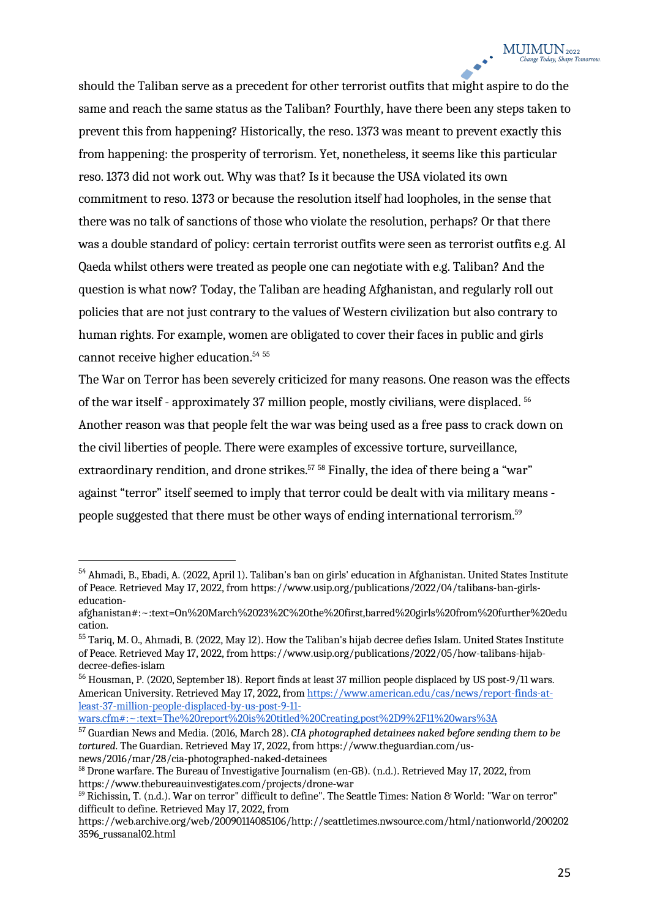should the Taliban serve as a precedent for other terrorist outfits that might aspire to do the same and reach the same status as the Taliban? Fourthly, have there been any steps taken to prevent this from happening? Historically, the reso. 1373 was meant to prevent exactly this from happening: the prosperity of terrorism. Yet, nonetheless, it seems like this particular reso. 1373 did not work out. Why was that? Is it because the USA violated its own commitment to reso. 1373 or because the resolution itself had loopholes, in the sense that there was no talk of sanctions of those who violate the resolution, perhaps? Or that there was a double standard of policy: certain terrorist outfits were seen as terrorist outfits e.g. Al Qaeda whilst others were treated as people one can negotiate with e.g. Taliban? And the question is what now? Today, the Taliban are heading Afghanistan, and regularly roll out policies that are not just contrary to the values of Western civilization but also contrary to human rights. For example, women are obligated to cover their faces in public and girls cannot receive higher education.[54] [55]

The War on Terror has been severely criticized for many reasons. One reason was the effects of the war itself - approximately 37 million people, mostly civilians, were displaced. [56] Another reason was that people felt the war was being used as a free pass to crack down on the civil liberties of people. There were examples of excessive torture, surveillance, extraordinary rendition, and drone strikes.[57] [58] Finally, the idea of there being a "war" against "terror" itself seemed to imply that terror could be dealt with via military means - people suggested that there must be other ways of ending international terrorism.[59]

---

[54] Ahmadi, B., Ebadi, A. (2022, April 1). Taliban's ban on girls' education in Afghanistan. United States Institute of Peace. Retrieved May 17, 2022, from https://www.usip.org/publications/2022/04/talibans-ban-girls-education-afghanistan#:~:text=On%20March%2023%2C%20the%20first,barred%20girls%20from%20further%20education.

[55] Tariq, M. O., Ahmadi, B. (2022, May 12). How the Taliban's hijab decree defies Islam. United States Institute of Peace. Retrieved May 17, 2022, from https://www.usip.org/publications/2022/05/how-talibans-hijab-decree-defies-islam

[56] Housman, P. (2020, September 18). Report finds at least 37 million people displaced by US post-9/11 wars. American University. Retrieved May 17, 2022, from https://www.american.edu/cas/news/report-finds-at-least-37-million-people-displaced-by-us-post-9-11-wars.cfm#:~:text=The%20report%20is%20titled%20Creating,post%2D9%2F11%20wars%3A

[57] Guardian News and Media. (2016, March 28). *CIA photographed detainees naked before sending them to be tortured*. The Guardian. Retrieved May 17, 2022, from https://www.theguardian.com/us-news/2016/mar/28/cia-photographed-naked-detainees

[58] Drone warfare. The Bureau of Investigative Journalism (en-GB). (n.d.). Retrieved May 17, 2022, from https://www.thebureauinvestigates.com/projects/drone-war

[59] Richissin, T. (n.d.). War on terror" difficult to define". The Seattle Times: Nation & World: "War on terror" difficult to define. Retrieved May 17, 2022, from https://web.archive.org/web/20090114085106/http://seattletimes.nwsource.com/html/nationworld/2002023596_russanal02.html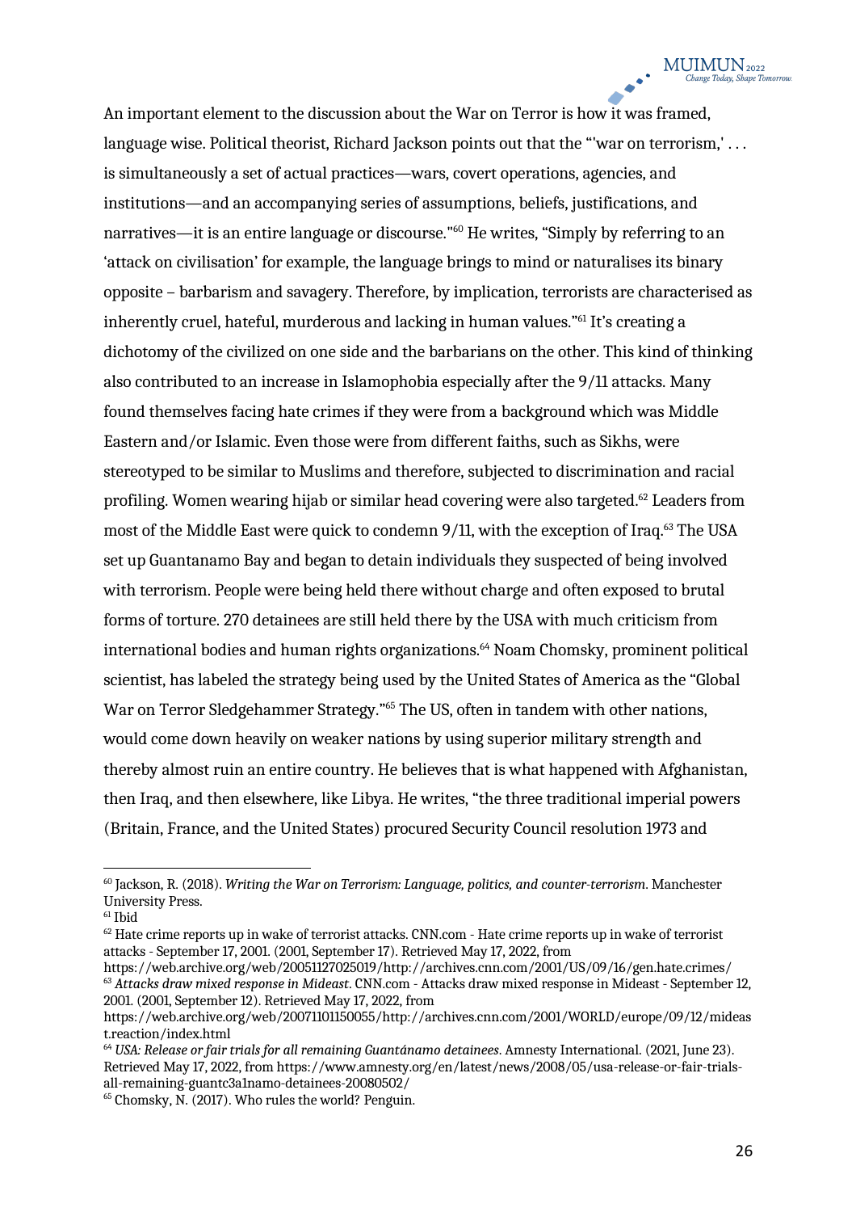An important element to the discussion about the War on Terror is how it was framed, language wise. Political theorist, Richard Jackson points out that the "'war on terrorism,' . . . is simultaneously a set of actual practices—wars, covert operations, agencies, and institutions—and an accompanying series of assumptions, beliefs, justifications, and narratives—it is an entire language or discourse."[60] He writes, "Simply by referring to an 'attack on civilisation' for example, the language brings to mind or naturalises its binary opposite – barbarism and savagery. Therefore, by implication, terrorists are characterised as inherently cruel, hateful, murderous and lacking in human values."[61] It's creating a dichotomy of the civilized on one side and the barbarians on the other. This kind of thinking also contributed to an increase in Islamophobia especially after the 9/11 attacks. Many found themselves facing hate crimes if they were from a background which was Middle Eastern and/or Islamic. Even those were from different faiths, such as Sikhs, were stereotyped to be similar to Muslims and therefore, subjected to discrimination and racial profiling. Women wearing hijab or similar head covering were also targeted.[62] Leaders from most of the Middle East were quick to condemn 9/11, with the exception of Iraq.[63] The USA set up Guantanamo Bay and began to detain individuals they suspected of being involved with terrorism. People were being held there without charge and often exposed to brutal forms of torture. 270 detainees are still held there by the USA with much criticism from international bodies and human rights organizations.[64] Noam Chomsky, prominent political scientist, has labeled the strategy being used by the United States of America as the "Global War on Terror Sledgehammer Strategy."[65] The US, often in tandem with other nations, would come down heavily on weaker nations by using superior military strength and thereby almost ruin an entire country. He believes that is what happened with Afghanistan, then Iraq, and then elsewhere, like Libya. He writes, "the three traditional imperial powers (Britain, France, and the United States) procured Security Council resolution 1973 and

---

[60] Jackson, R. (2018). *Writing the War on Terrorism: Language, politics, and counter-terrorism*. Manchester University Press.

[61] Ibid

[62] Hate crime reports up in wake of terrorist attacks. CNN.com - Hate crime reports up in wake of terrorist attacks - September 17, 2001. (2001, September 17). Retrieved May 17, 2022, from https://web.archive.org/web/20051127025019/http://archives.cnn.com/2001/US/09/16/gen.hate.crimes/

[63] *Attacks draw mixed response in Mideast*. CNN.com - Attacks draw mixed response in Mideast - September 12, 2001. (2001, September 12). Retrieved May 17, 2022, from https://web.archive.org/web/20071101150055/http://archives.cnn.com/2001/WORLD/europe/09/12/mideast.reaction/index.html

[64] *USA: Release or fair trials for all remaining Guantánamo detainees*. Amnesty International. (2021, June 23). Retrieved May 17, 2022, from https://www.amnesty.org/en/latest/news/2008/05/usa-release-or-fair-trials-all-remaining-guantc3a1namo-detainees-20080502/

[65] Chomsky, N. (2017). Who rules the world? Penguin.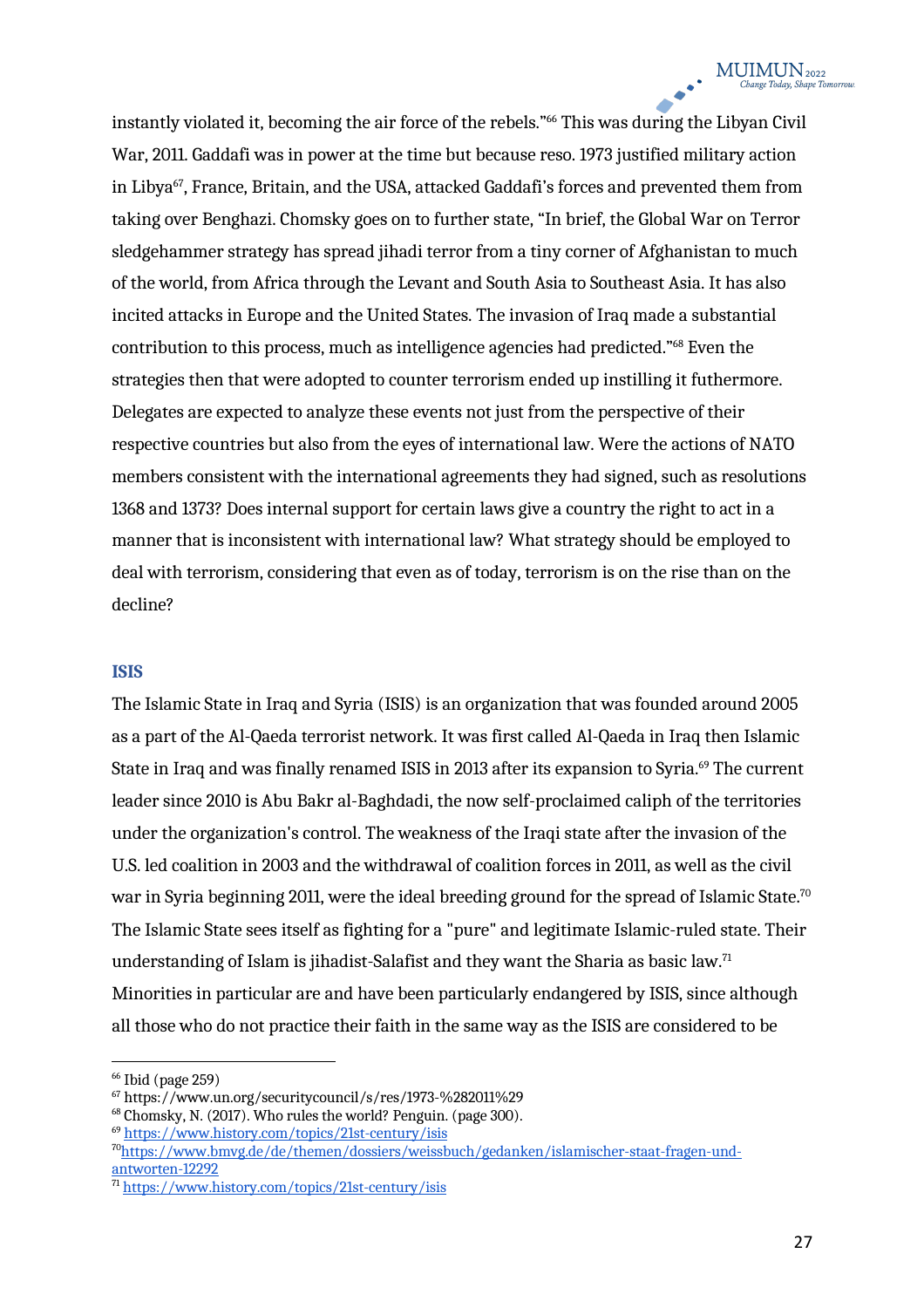instantly violated it, becoming the air force of the rebels."[66] This was during the Libyan Civil War, 2011. Gaddafi was in power at the time but because reso. 1973 justified military action in Libya[67], France, Britain, and the USA, attacked Gaddafi's forces and prevented them from taking over Benghazi. Chomsky goes on to further state, "In brief, the Global War on Terror sledgehammer strategy has spread jihadi terror from a tiny corner of Afghanistan to much of the world, from Africa through the Levant and South Asia to Southeast Asia. It has also incited attacks in Europe and the United States. The invasion of Iraq made a substantial contribution to this process, much as intelligence agencies had predicted."[68] Even the strategies then that were adopted to counter terrorism ended up instilling it futhermore. Delegates are expected to analyze these events not just from the perspective of their respective countries but also from the eyes of international law. Were the actions of NATO members consistent with the international agreements they had signed, such as resolutions 1368 and 1373? Does internal support for certain laws give a country the right to act in a manner that is inconsistent with international law? What strategy should be employed to deal with terrorism, considering that even as of today, terrorism is on the rise than on the decline?

### ISIS

The Islamic State in Iraq and Syria (ISIS) is an organization that was founded around 2005 as a part of the Al-Qaeda terrorist network. It was first called Al-Qaeda in Iraq then Islamic State in Iraq and was finally renamed ISIS in 2013 after its expansion to Syria.[69] The current leader since 2010 is Abu Bakr al-Baghdadi, the now self-proclaimed caliph of the territories under the organization's control. The weakness of the Iraqi state after the invasion of the U.S. led coalition in 2003 and the withdrawal of coalition forces in 2011, as well as the civil war in Syria beginning 2011, were the ideal breeding ground for the spread of Islamic State.[70] The Islamic State sees itself as fighting for a "pure" and legitimate Islamic-ruled state. Their understanding of Islam is jihadist-Salafist and they want the Sharia as basic law.[71] Minorities in particular are and have been particularly endangered by ISIS, since although all those who do not practice their faith in the same way as the ISIS are considered to be

---

[66] Ibid (page 259)

[67] https://www.un.org/securitycouncil/s/res/1973-%282011%29

[68] Chomsky, N. (2017). Who rules the world? Penguin. (page 300).

[69] https://www.history.com/topics/21st-century/isis

[70] https://www.bmvg.de/de/themen/dossiers/weissbuch/gedanken/islamischer-staat-fragen-und-antworten-12292

[71] https://www.history.com/topics/21st-century/isis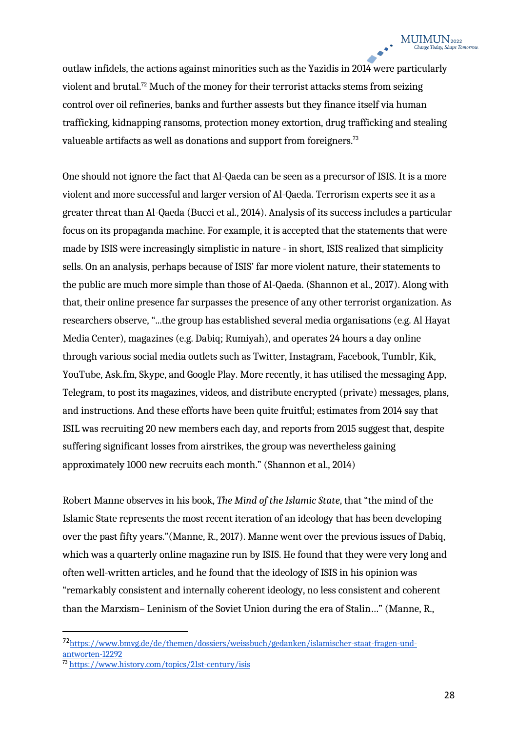outlaw infidels, the actions against minorities such as the Yazidis in 2014 were particularly violent and brutal.[72] Much of the money for their terrorist attacks stems from seizing control over oil refineries, banks and further assests but they finance itself via human trafficking, kidnapping ransoms, protection money extortion, drug trafficking and stealing valueable artifacts as well as donations and support from foreigners.[73]

One should not ignore the fact that Al-Qaeda can be seen as a precursor of ISIS. It is a more violent and more successful and larger version of Al-Qaeda. Terrorism experts see it as a greater threat than Al-Qaeda (Bucci et al., 2014). Analysis of its success includes a particular focus on its propaganda machine. For example, it is accepted that the statements that were made by ISIS were increasingly simplistic in nature - in short, ISIS realized that simplicity sells. On an analysis, perhaps because of ISIS' far more violent nature, their statements to the public are much more simple than those of Al-Qaeda. (Shannon et al., 2017). Along with that, their online presence far surpasses the presence of any other terrorist organization. As researchers observe, "...the group has established several media organisations (e.g. Al Hayat Media Center), magazines (e.g. Dabiq; Rumiyah), and operates 24 hours a day online through various social media outlets such as Twitter, Instagram, Facebook, Tumblr, Kik, YouTube, Ask.fm, Skype, and Google Play. More recently, it has utilised the messaging App, Telegram, to post its magazines, videos, and distribute encrypted (private) messages, plans, and instructions. And these efforts have been quite fruitful; estimates from 2014 say that ISIL was recruiting 20 new members each day, and reports from 2015 suggest that, despite suffering significant losses from airstrikes, the group was nevertheless gaining approximately 1000 new recruits each month." (Shannon et al., 2014)

Robert Manne observes in his book, *The Mind of the Islamic State*, that "the mind of the Islamic State represents the most recent iteration of an ideology that has been developing over the past fifty years."(Manne, R., 2017). Manne went over the previous issues of Dabiq, which was a quarterly online magazine run by ISIS. He found that they were very long and often well-written articles, and he found that the ideology of ISIS in his opinion was "remarkably consistent and internally coherent ideology, no less consistent and coherent than the Marxism– Leninism of the Soviet Union during the era of Stalin…" (Manne, R.,

---

[72] https://www.bmvg.de/de/themen/dossiers/weissbuch/gedanken/islamischer-staat-fragen-und-antworten-12292

[73] https://www.history.com/topics/21st-century/isis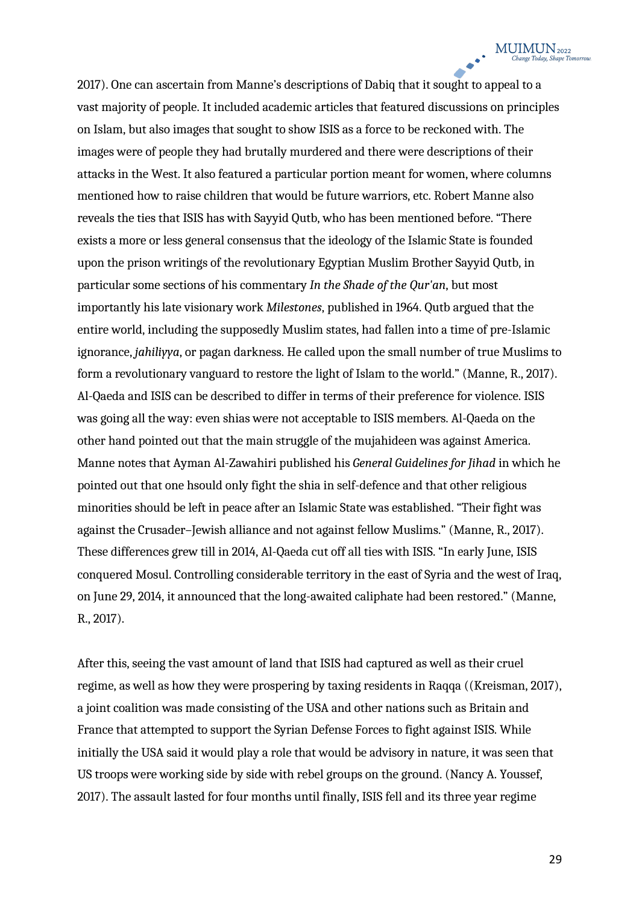2017). One can ascertain from Manne's descriptions of Dabiq that it sought to appeal to a vast majority of people. It included academic articles that featured discussions on principles on Islam, but also images that sought to show ISIS as a force to be reckoned with. The images were of people they had brutally murdered and there were descriptions of their attacks in the West. It also featured a particular portion meant for women, where columns mentioned how to raise children that would be future warriors, etc. Robert Manne also reveals the ties that ISIS has with Sayyid Qutb, who has been mentioned before. "There exists a more or less general consensus that the ideology of the Islamic State is founded upon the prison writings of the revolutionary Egyptian Muslim Brother Sayyid Qutb, in particular some sections of his commentary *In the Shade of the Qur'an*, but most importantly his late visionary work *Milestones*, published in 1964. Qutb argued that the entire world, including the supposedly Muslim states, had fallen into a time of pre-Islamic ignorance, *jahiliyya*, or pagan darkness. He called upon the small number of true Muslims to form a revolutionary vanguard to restore the light of Islam to the world." (Manne, R., 2017). Al-Qaeda and ISIS can be described to differ in terms of their preference for violence. ISIS was going all the way: even shias were not acceptable to ISIS members. Al-Qaeda on the other hand pointed out that the main struggle of the mujahideen was against America. Manne notes that Ayman Al-Zawahiri published his *General Guidelines for Jihad* in which he pointed out that one hsould only fight the shia in self-defence and that other religious minorities should be left in peace after an Islamic State was established. "Their fight was against the Crusader–Jewish alliance and not against fellow Muslims." (Manne, R., 2017). These differences grew till in 2014, Al-Qaeda cut off all ties with ISIS. "In early June, ISIS conquered Mosul. Controlling considerable territory in the east of Syria and the west of Iraq, on June 29, 2014, it announced that the long-awaited caliphate had been restored." (Manne, R., 2017).

After this, seeing the vast amount of land that ISIS had captured as well as their cruel regime, as well as how they were prospering by taxing residents in Raqqa ((Kreisman, 2017), a joint coalition was made consisting of the USA and other nations such as Britain and France that attempted to support the Syrian Defense Forces to fight against ISIS. While initially the USA said it would play a role that would be advisory in nature, it was seen that US troops were working side by side with rebel groups on the ground. (Nancy A. Youssef, 2017). The assault lasted for four months until finally, ISIS fell and its three year regime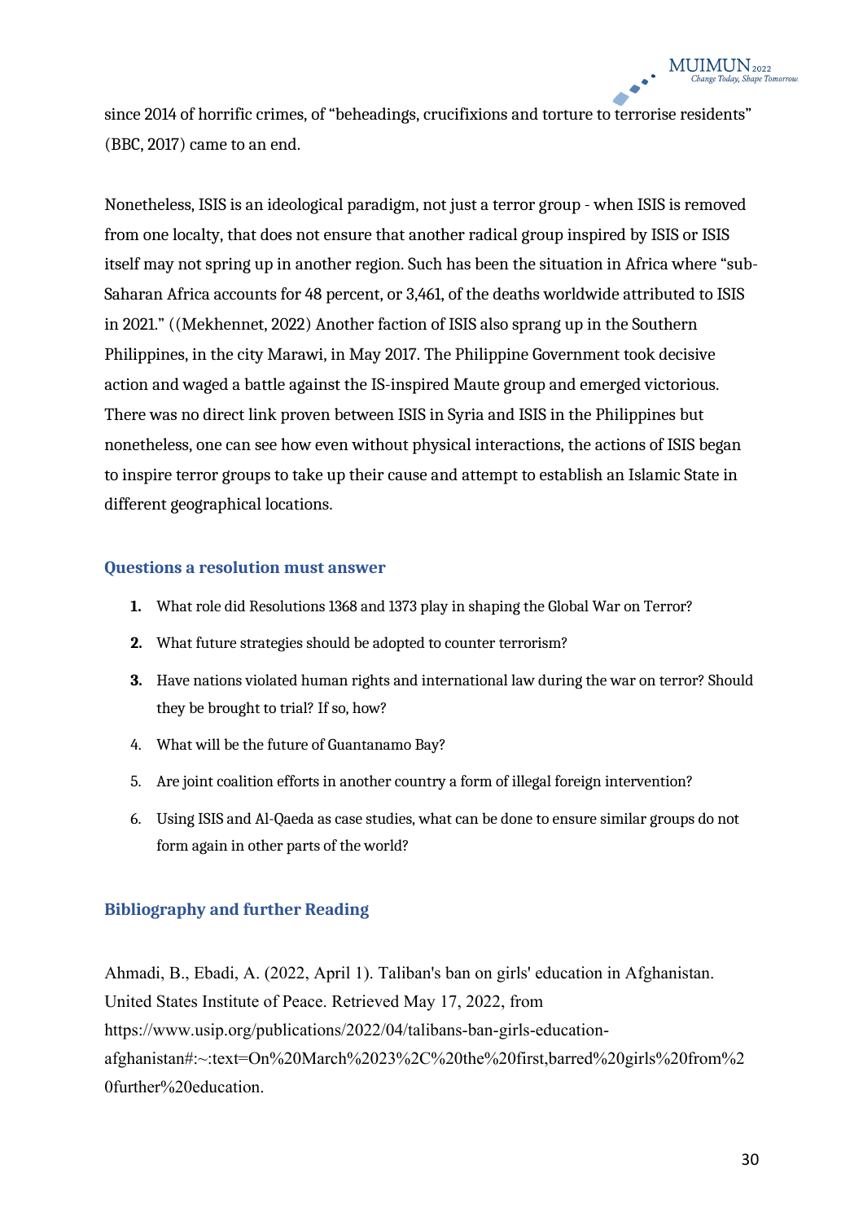since 2014 of horrific crimes, of “beheadings, crucifixions and torture to terrorise residents” (BBC, 2017) came to an end.

Nonetheless, ISIS is an ideological paradigm, not just a terror group - when ISIS is removed from one localty, that does not ensure that another radical group inspired by ISIS or ISIS itself may not spring up in another region. Such has been the situation in Africa where “sub-Saharan Africa accounts for 48 percent, or 3,461, of the deaths worldwide attributed to ISIS in 2021.” ((Mekhennet, 2022) Another faction of ISIS also sprang up in the Southern Philippines, in the city Marawi, in May 2017. The Philippine Government took decisive action and waged a battle against the IS-inspired Maute group and emerged victorious. There was no direct link proven between ISIS in Syria and ISIS in the Philippines but nonetheless, one can see how even without physical interactions, the actions of ISIS began to inspire terror groups to take up their cause and attempt to establish an Islamic State in different geographical locations.

### Questions a resolution must answer

1. What role did Resolutions 1368 and 1373 play in shaping the Global War on Terror?
2. What future strategies should be adopted to counter terrorism?
3. Have nations violated human rights and international law during the war on terror? Should they be brought to trial? If so, how?
4. What will be the future of Guantanamo Bay?
5. Are joint coalition efforts in another country a form of illegal foreign intervention?
6. Using ISIS and Al-Qaeda as case studies, what can be done to ensure similar groups do not form again in other parts of the world?

### Bibliography and further Reading

Ahmadi, B., Ebadi, A. (2022, April 1). Taliban's ban on girls' education in Afghanistan. United States Institute of Peace. Retrieved May 17, 2022, from https://www.usip.org/publications/2022/04/talibans-ban-girls-education-afghanistan#:~:text=On%20March%2023%2C%20the%20first,barred%20girls%20from%20further%20education.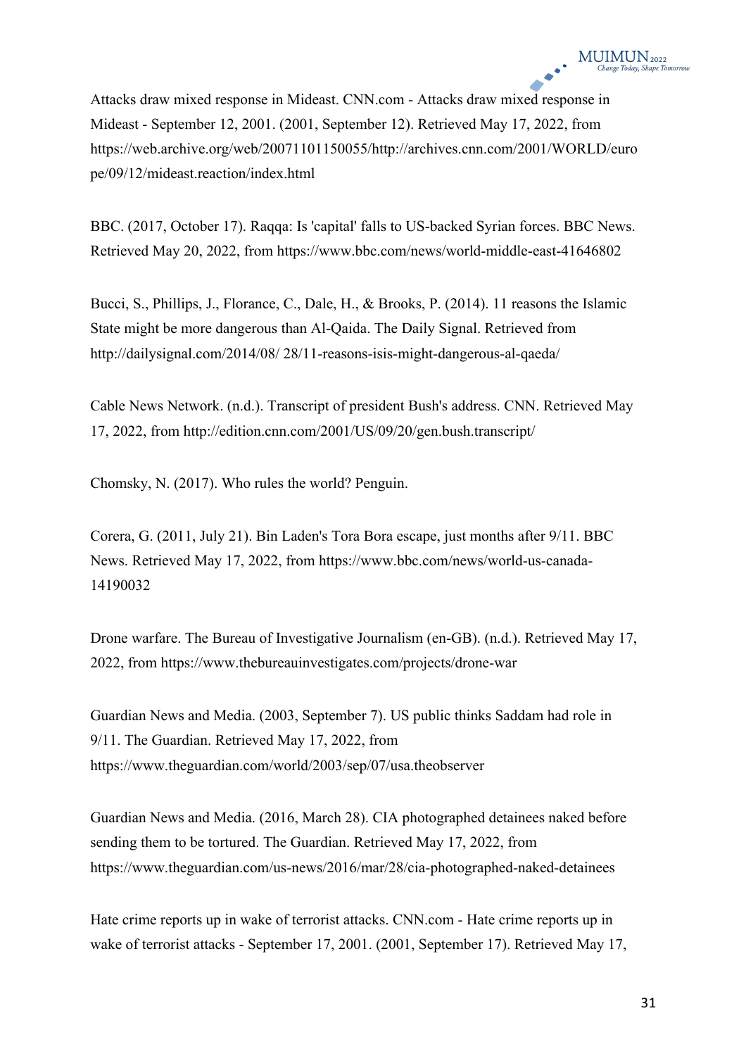Attacks draw mixed response in Mideast. CNN.com - Attacks draw mixed response in Mideast - September 12, 2001. (2001, September 12). Retrieved May 17, 2022, from https://web.archive.org/web/20071101150055/http://archives.cnn.com/2001/WORLD/europe/09/12/mideast.reaction/index.html

BBC. (2017, October 17). Raqqa: Is 'capital' falls to US-backed Syrian forces. BBC News. Retrieved May 20, 2022, from https://www.bbc.com/news/world-middle-east-41646802

Bucci, S., Phillips, J., Florance, C., Dale, H., & Brooks, P. (2014). 11 reasons the Islamic State might be more dangerous than Al-Qaida. The Daily Signal. Retrieved from http://dailysignal.com/2014/08/ 28/11-reasons-isis-might-dangerous-al-qaeda/

Cable News Network. (n.d.). Transcript of president Bush's address. CNN. Retrieved May 17, 2022, from http://edition.cnn.com/2001/US/09/20/gen.bush.transcript/

Chomsky, N. (2017). Who rules the world? Penguin.

Corera, G. (2011, July 21). Bin Laden's Tora Bora escape, just months after 9/11. BBC News. Retrieved May 17, 2022, from https://www.bbc.com/news/world-us-canada-14190032

Drone warfare. The Bureau of Investigative Journalism (en-GB). (n.d.). Retrieved May 17, 2022, from https://www.thebureauinvestigates.com/projects/drone-war

Guardian News and Media. (2003, September 7). US public thinks Saddam had role in 9/11. The Guardian. Retrieved May 17, 2022, from https://www.theguardian.com/world/2003/sep/07/usa.theobserver

Guardian News and Media. (2016, March 28). CIA photographed detainees naked before sending them to be tortured. The Guardian. Retrieved May 17, 2022, from https://www.theguardian.com/us-news/2016/mar/28/cia-photographed-naked-detainees

Hate crime reports up in wake of terrorist attacks. CNN.com - Hate crime reports up in wake of terrorist attacks - September 17, 2001. (2001, September 17). Retrieved May 17,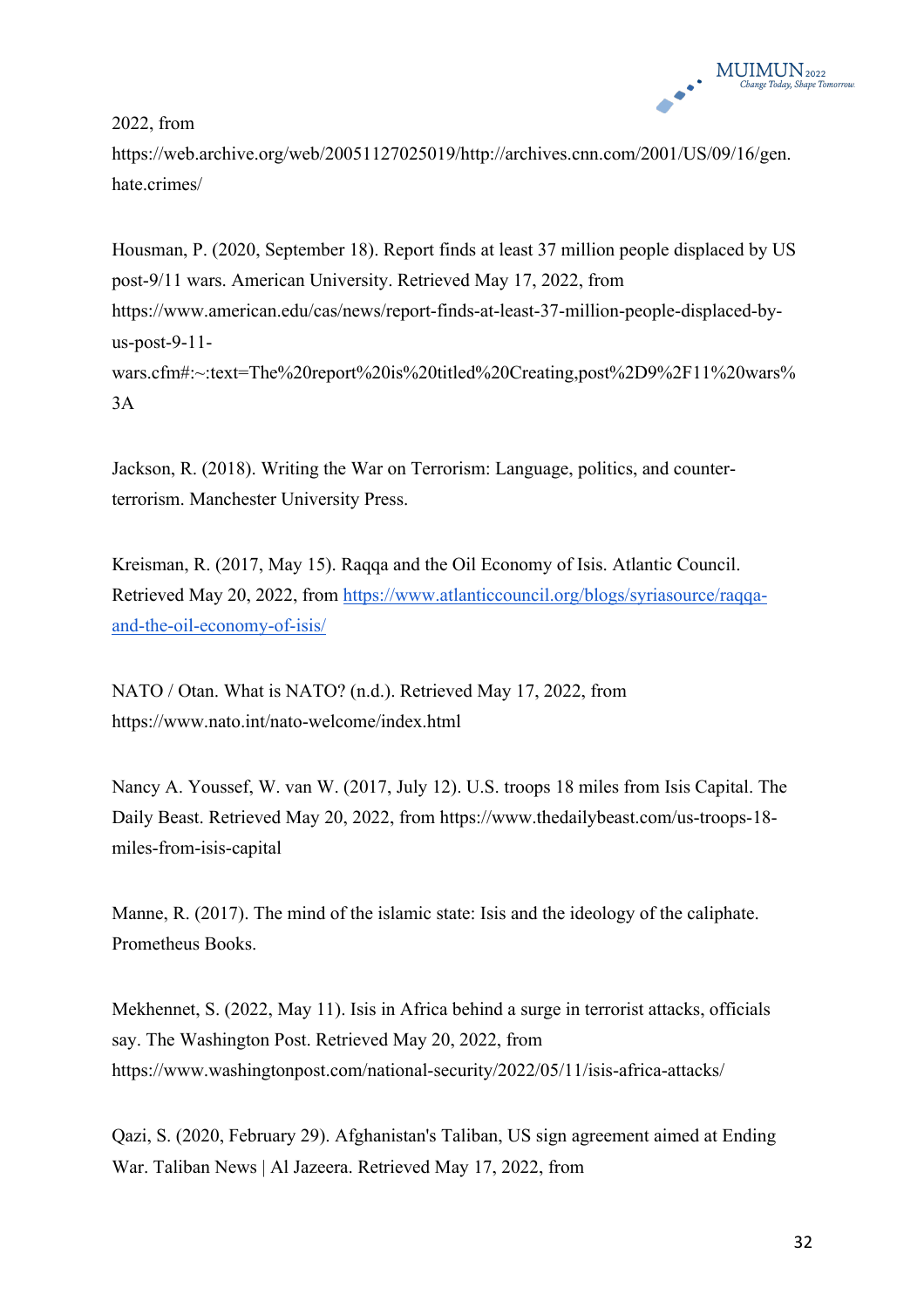2022, from
https://web.archive.org/web/20051127025019/http://archives.cnn.com/2001/US/09/16/gen.hate.crimes/

Housman, P. (2020, September 18). Report finds at least 37 million people displaced by US post-9/11 wars. American University. Retrieved May 17, 2022, from https://www.american.edu/cas/news/report-finds-at-least-37-million-people-displaced-by-us-post-9-11-wars.cfm#:~:text=The%20report%20is%20titled%20Creating,post%2D9%2F11%20wars%3A

Jackson, R. (2018). Writing the War on Terrorism: Language, politics, and counter-terrorism. Manchester University Press.

Kreisman, R. (2017, May 15). Raqqa and the Oil Economy of Isis. Atlantic Council. Retrieved May 20, 2022, from https://www.atlanticcouncil.org/blogs/syriasource/raqqa-and-the-oil-economy-of-isis/

NATO / Otan. What is NATO? (n.d.). Retrieved May 17, 2022, from https://www.nato.int/nato-welcome/index.html

Nancy A. Youssef, W. van W. (2017, July 12). U.S. troops 18 miles from Isis Capital. The Daily Beast. Retrieved May 20, 2022, from https://www.thedailybeast.com/us-troops-18-miles-from-isis-capital

Manne, R. (2017). The mind of the islamic state: Isis and the ideology of the caliphate. Prometheus Books.

Mekhennet, S. (2022, May 11). Isis in Africa behind a surge in terrorist attacks, officials say. The Washington Post. Retrieved May 20, 2022, from https://www.washingtonpost.com/national-security/2022/05/11/isis-africa-attacks/

Qazi, S. (2020, February 29). Afghanistan's Taliban, US sign agreement aimed at Ending War. Taliban News | Al Jazeera. Retrieved May 17, 2022, from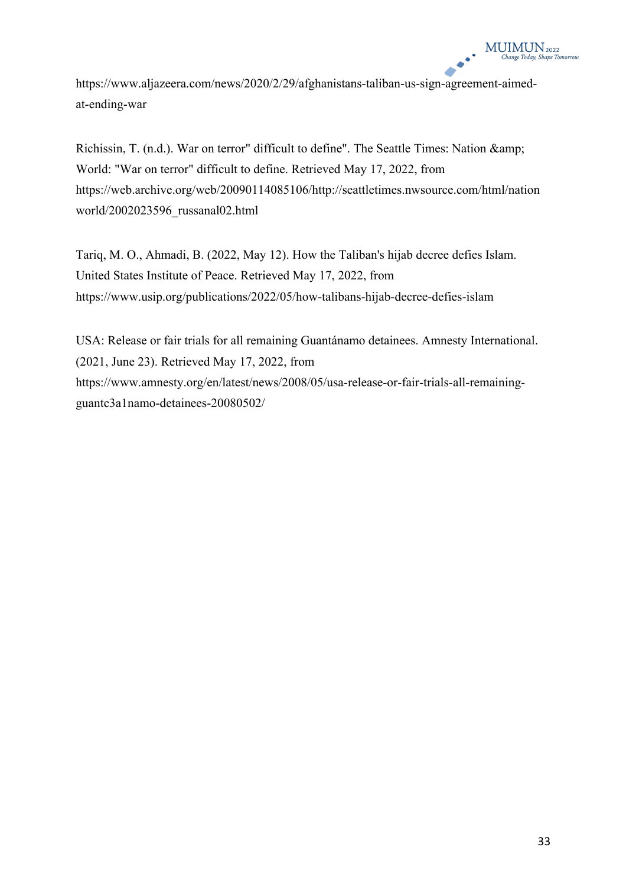https://www.aljazeera.com/news/2020/2/29/afghanistans-taliban-us-sign-agreement-aimed-at-ending-war

Richissin, T. (n.d.). War on terror" difficult to define". The Seattle Times: Nation &amp; World: "War on terror" difficult to define. Retrieved May 17, 2022, from https://web.archive.org/web/20090114085106/http://seattletimes.nwsource.com/html/nationworld/2002023596_russanal02.html

Tariq, M. O., Ahmadi, B. (2022, May 12). How the Taliban's hijab decree defies Islam. United States Institute of Peace. Retrieved May 17, 2022, from https://www.usip.org/publications/2022/05/how-talibans-hijab-decree-defies-islam

USA: Release or fair trials for all remaining Guantánamo detainees. Amnesty International. (2021, June 23). Retrieved May 17, 2022, from https://www.amnesty.org/en/latest/news/2008/05/usa-release-or-fair-trials-all-remaining-guantc3a1namo-detainees-20080502/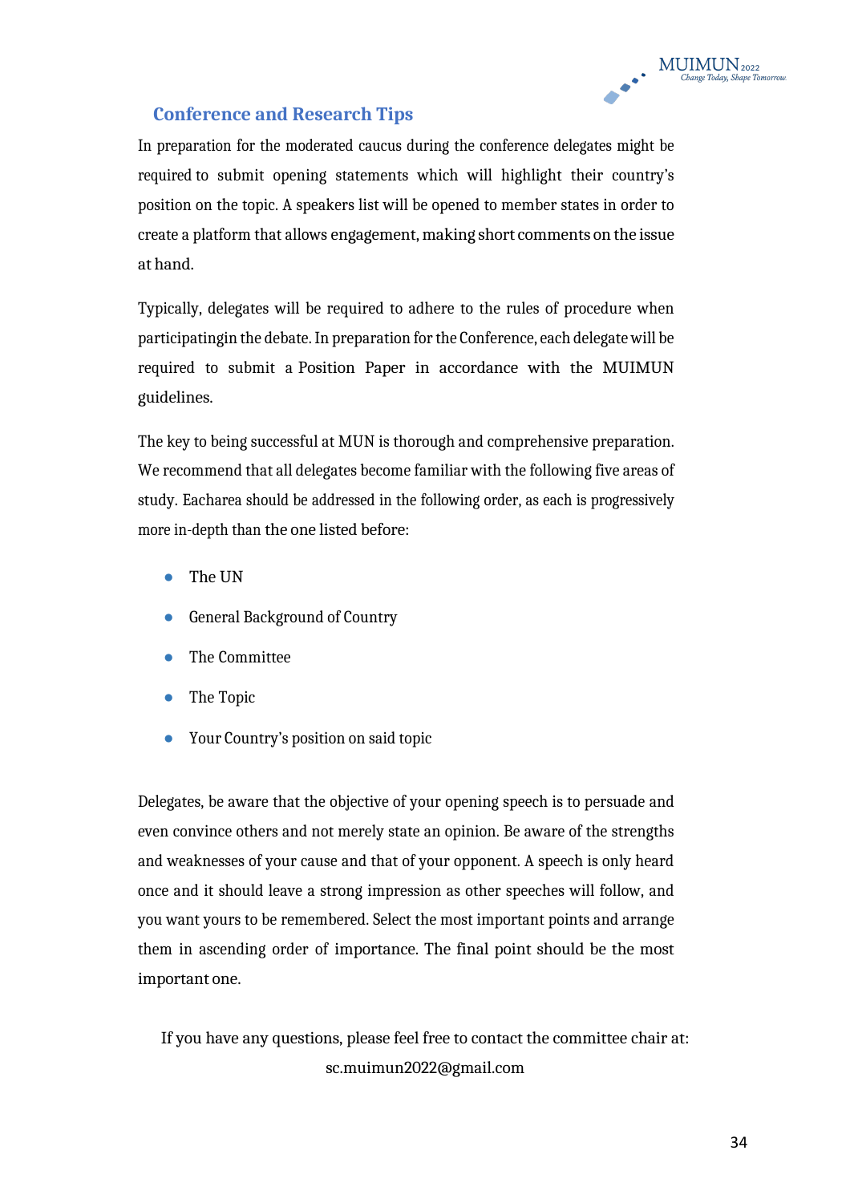## Conference and Research Tips

In preparation for the moderated caucus during the conference delegates might be required to submit opening statements which will highlight their country's position on the topic. A speakers list will be opened to member states in order to create a platform that allows engagement, making short comments on the issue at hand.

Typically, delegates will be required to adhere to the rules of procedure when participatingin the debate. In preparation for the Conference, each delegate will be required to submit a Position Paper in accordance with the MUIMUN guidelines.

The key to being successful at MUN is thorough and comprehensive preparation. We recommend that all delegates become familiar with the following five areas of study. Eacharea should be addressed in the following order, as each is progressively more in-depth than the one listed before:

- The UN
- General Background of Country
- The Committee
- The Topic
- Your Country's position on said topic

Delegates, be aware that the objective of your opening speech is to persuade and even convince others and not merely state an opinion. Be aware of the strengths and weaknesses of your cause and that of your opponent. A speech is only heard once and it should leave a strong impression as other speeches will follow, and you want yours to be remembered. Select the most important points and arrange them in ascending order of importance. The final point should be the most important one.

If you have any questions, please feel free to contact the committee chair at: sc.muimun2022@gmail.com